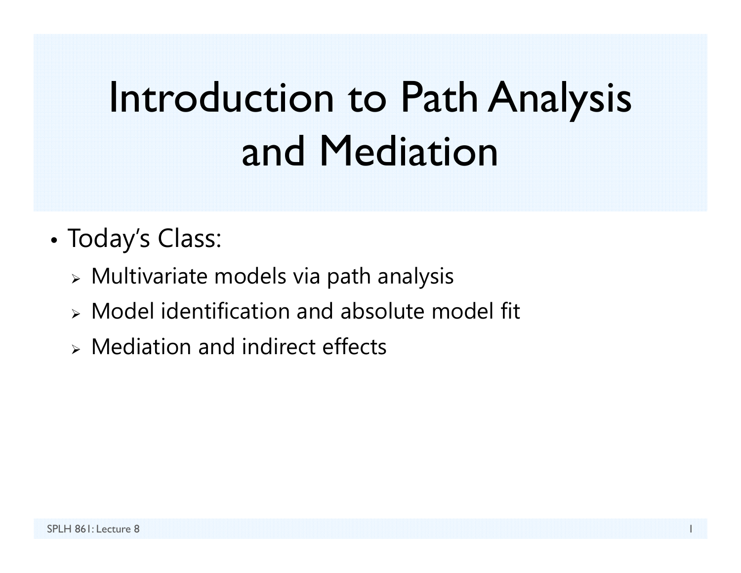# Introduction to Path Analysis and Mediation

- Today's Class:
  - Multivariate models via path analysis
  - Model identification and absolute model fit
  - Mediation and indirect effects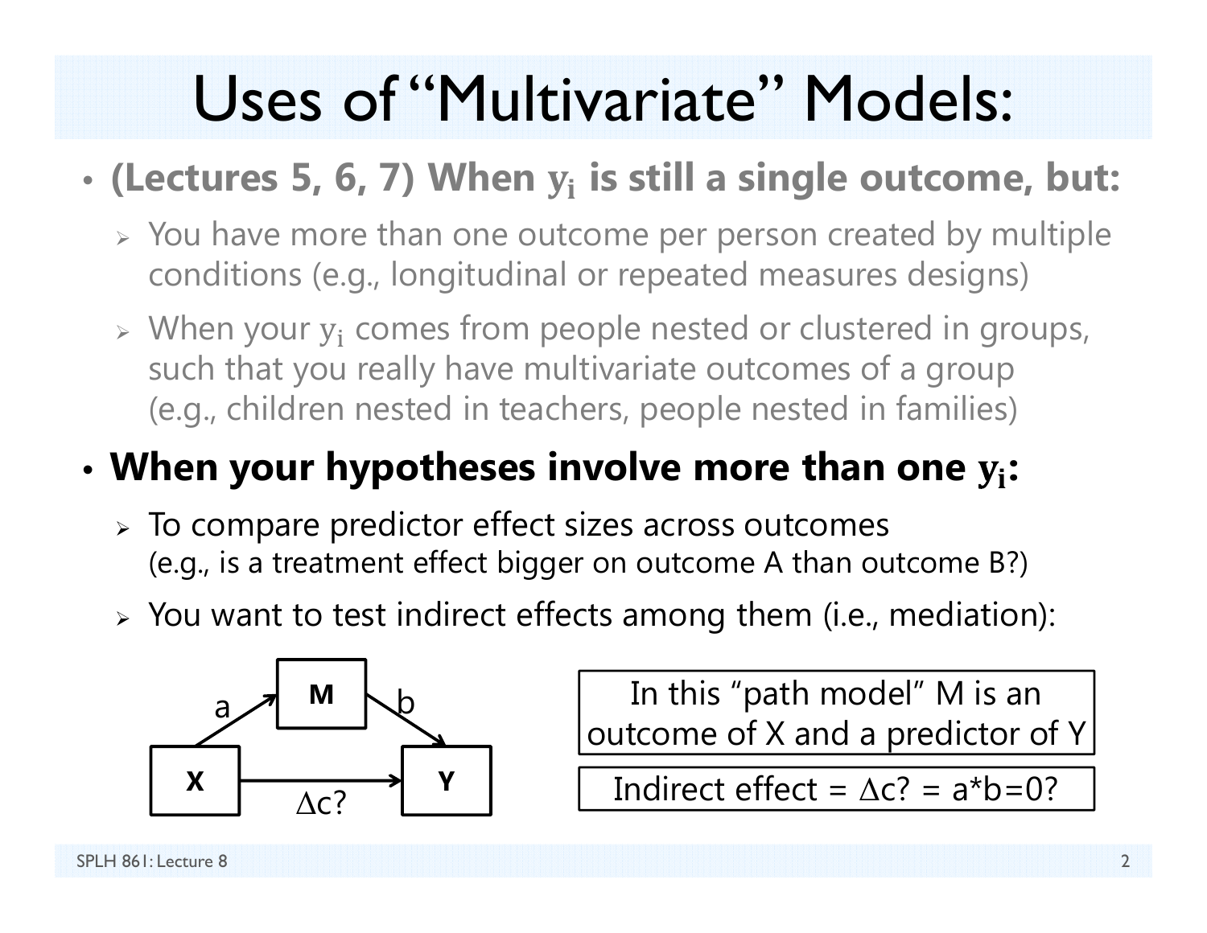# Uses of "Multivariate" Models:

- **(Lectures 5, 6, 7) When $y_i$ is still a single outcome, but:**
  - You have more than one outcome per person created by multiple conditions (e.g., longitudinal or repeated measures designs)
  - When your $y_i$ comes from people nested or clustered in groups, such that you really have multivariate outcomes of a group (e.g., children nested in teachers, people nested in families)
- **When your hypotheses involve more than one $y_i$:**
  - To compare predictor effect sizes across outcomes (e.g., is a treatment effect bigger on outcome A than outcome B?)
  - You want to test indirect effects among them (i.e., mediation):

X → M (a); M → Y (b); X → Y ($\Delta$c?)

In this "path model" M is an outcome of X and a predictor of Y

Indirect effect = $\Delta$c? = a*b=0?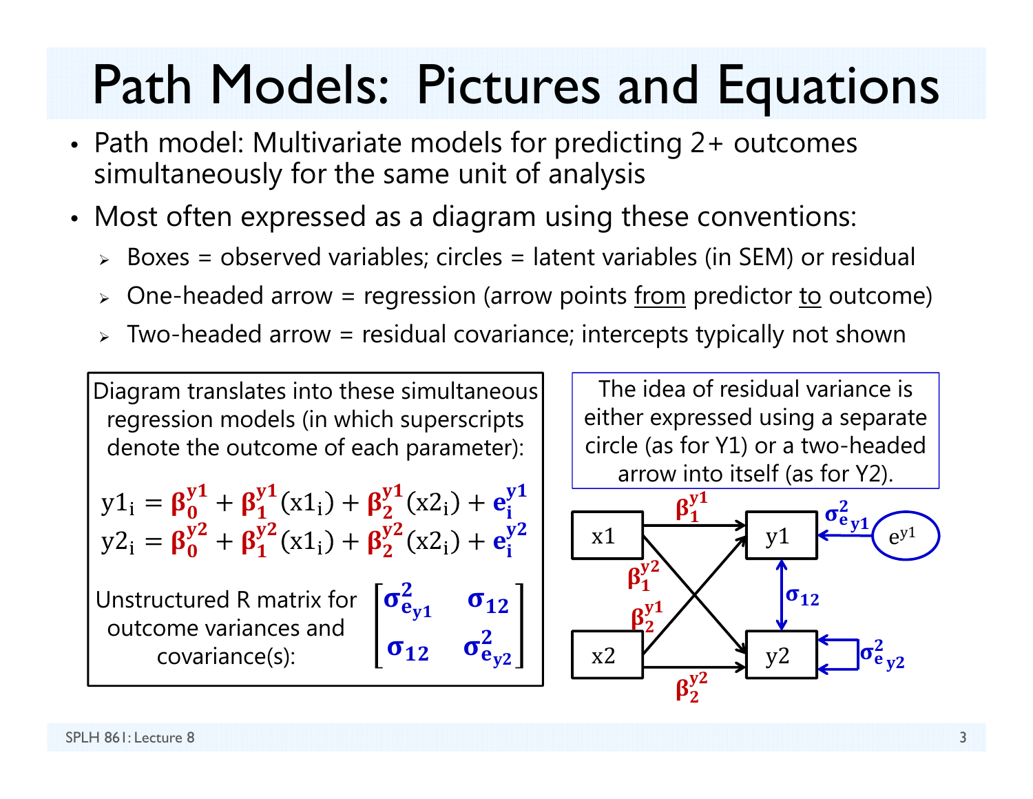# Path Models: Pictures and Equations

- Path model: Multivariate models for predicting 2+ outcomes simultaneously for the same unit of analysis
- Most often expressed as a diagram using these conventions:
  - Boxes = observed variables; circles = latent variables (in SEM) or residual
  - One-headed arrow = regression (arrow points <u>from</u> predictor <u>to</u> outcome)
  - Two-headed arrow = residual covariance; intercepts typically not shown

Diagram translates into these simultaneous regression models (in which superscripts denote the outcome of each parameter):

$$y1_i = \beta_0^{y1} + \beta_1^{y1}(x1_i) + \beta_2^{y1}(x2_i) + e_i^{y1}$$
$$y2_i = \beta_0^{y2} + \beta_1^{y2}(x1_i) + \beta_2^{y2}(x2_i) + e_i^{y2}$$

Unstructured R matrix for outcome variances and covariance(s):

$$\begin{bmatrix} \sigma^2_{e_{y1}} & \sigma_{12} \\ \sigma_{12} & \sigma^2_{e_{y2}} \end{bmatrix}$$

The idea of residual variance is either expressed using a separate circle (as for Y1) or a two-headed arrow into itself (as for Y2).

Diagram: x1 → y1 ($\beta_1^{y1}$), x1 → y2 ($\beta_1^{y2}$), x2 → y1 ($\beta_2^{y1}$), x2 → y2 ($\beta_2^{y2}$); $e^{y1}$ → y1 ($\sigma^2_{e_{y1}}$); y1 ↔ y2 ($\sigma_{12}$); y2 ↔ y2 ($\sigma^2_{e_{y2}}$)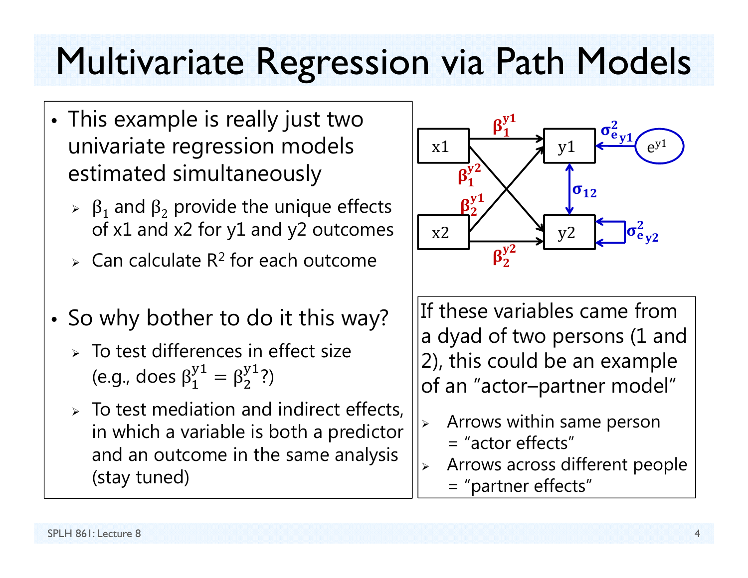# Multivariate Regression via Path Models

- This example is really just two univariate regression models estimated simultaneously
  - $\beta_1$ and $\beta_2$ provide the unique effects of x1 and x2 for y1 and y2 outcomes
  - Can calculate $R^2$ for each outcome
- So why bother to do it this way?
  - To test differences in effect size (e.g., does $\beta_1^{y1} = \beta_2^{y1}$?)
  - To test mediation and indirect effects, in which a variable is both a predictor and an outcome in the same analysis (stay tuned)

If these variables came from a dyad of two persons (1 and 2), this could be an example of an "actor–partner model"

- Arrows within same person = "actor effects"
- Arrows across different people = "partner effects"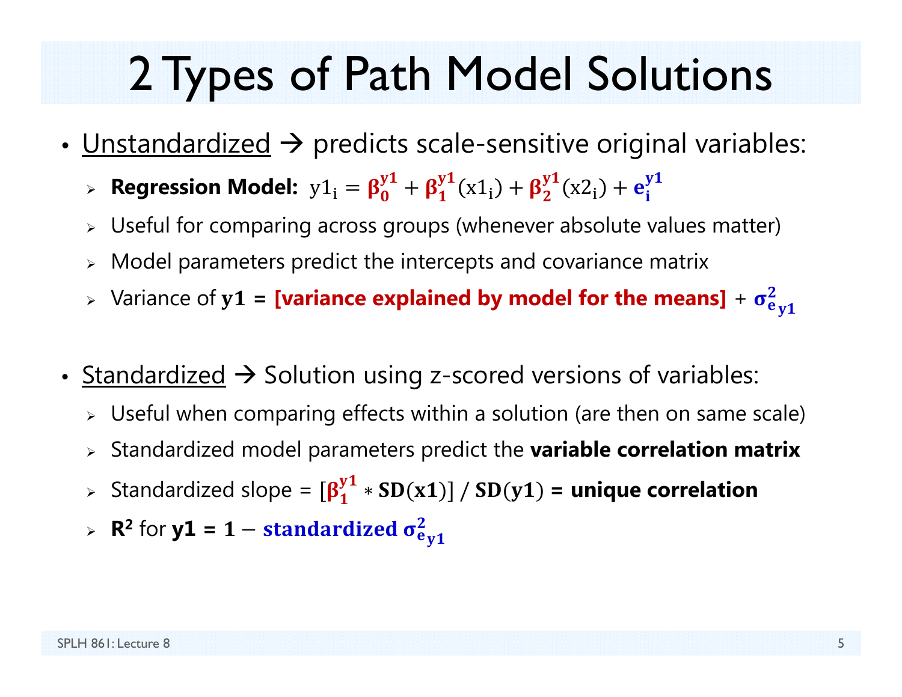# 2 Types of Path Model Solutions

- Unstandardized → predicts scale-sensitive original variables:
  - **Regression Model:** $y1_i = \boldsymbol{\beta}_0^{y1} + \boldsymbol{\beta}_1^{y1}(x1_i) + \boldsymbol{\beta}_2^{y1}(x2_i) + \mathbf{e}_i^{y1}$
  - Useful for comparing across groups (whenever absolute values matter)
  - Model parameters predict the intercepts and covariance matrix
  - Variance of $\mathbf{y1}$ = **[variance explained by model for the means]** + $\boldsymbol{\sigma}^2_{e_{y1}}$

- Standardized → Solution using z-scored versions of variables:
  - Useful when comparing effects within a solution (are then on same scale)
  - Standardized model parameters predict the **variable correlation matrix**
  - Standardized slope = $[\boldsymbol{\beta}_1^{y1} * \mathbf{SD}(\mathbf{x1})] \,/\, \mathbf{SD}(\mathbf{y1})$ = **unique correlation**
  - $\mathbf{R^2}$ for **y1** = $\mathbf{1} - \textbf{standardized } \boldsymbol{\sigma}^2_{e_{y1}}$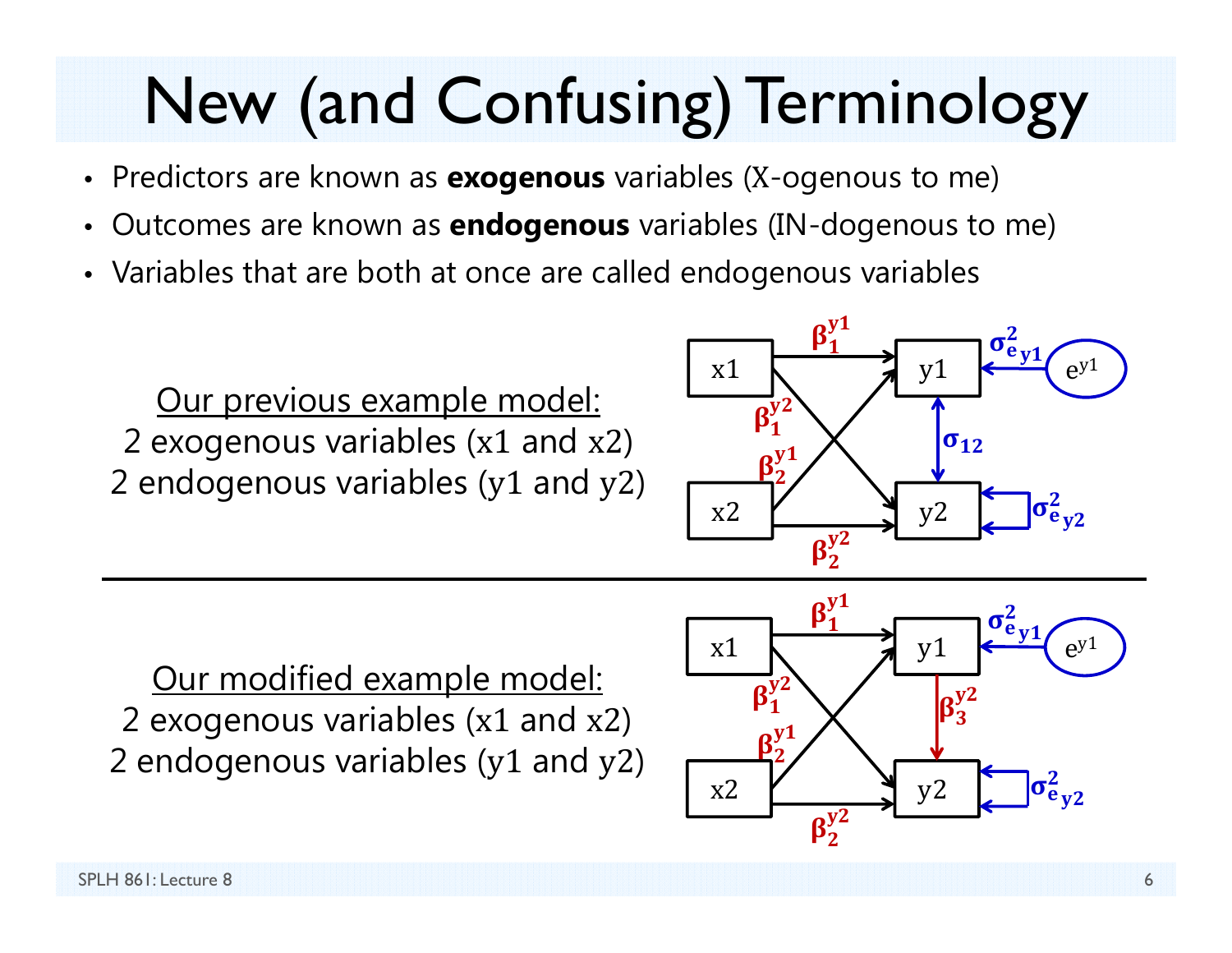# New (and Confusing) Terminology

- Predictors are known as **exogenous** variables (X-ogenous to me)
- Outcomes are known as **endogenous** variables (IN-dogenous to me)
- Variables that are both at once are called endogenous variables

Our previous example model:
2 exogenous variables (x1 and x2)
2 endogenous variables (y1 and y2)

Our modified example model:
2 exogenous variables (x1 and x2)
2 endogenous variables (y1 and y2)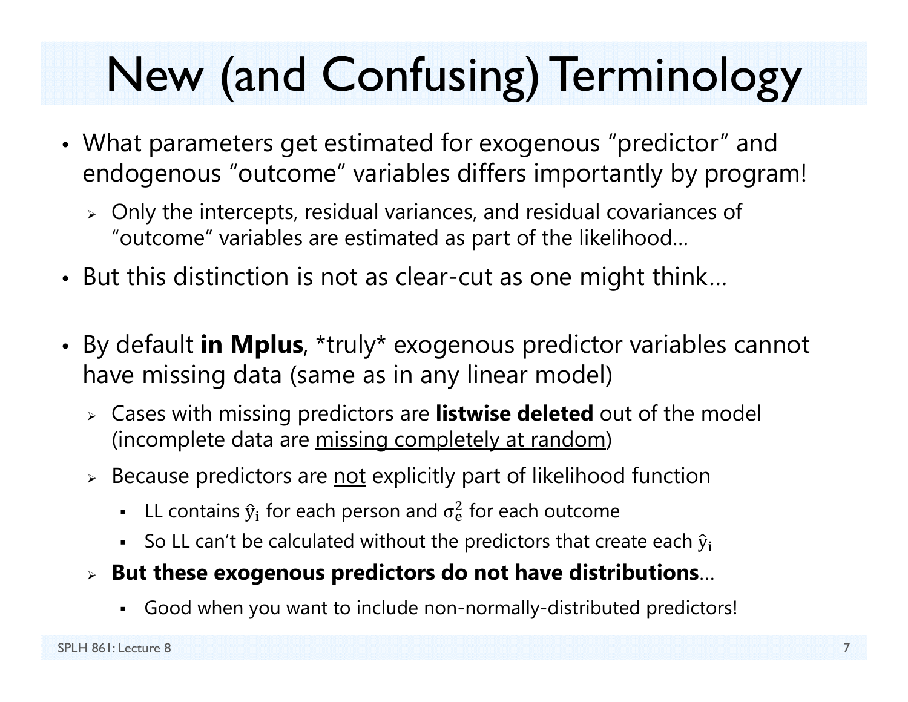# New (and Confusing) Terminology

- What parameters get estimated for exogenous "predictor" and endogenous "outcome" variables differs importantly by program!
  - Only the intercepts, residual variances, and residual covariances of "outcome" variables are estimated as part of the likelihood…
- But this distinction is not as clear-cut as one might think…
- By default **in Mplus**, *truly* exogenous predictor variables cannot have missing data (same as in any linear model)
  - Cases with missing predictors are **listwise deleted** out of the model (incomplete data are <u>missing completely at random</u>)
  - Because predictors are <u>not</u> explicitly part of likelihood function
    - LL contains $\hat{y}_i$ for each person and $\sigma_e^2$ for each outcome
    - So LL can't be calculated without the predictors that create each $\hat{y}_i$
  - **But these exogenous predictors do not have distributions**…
    - Good when you want to include non-normally-distributed predictors!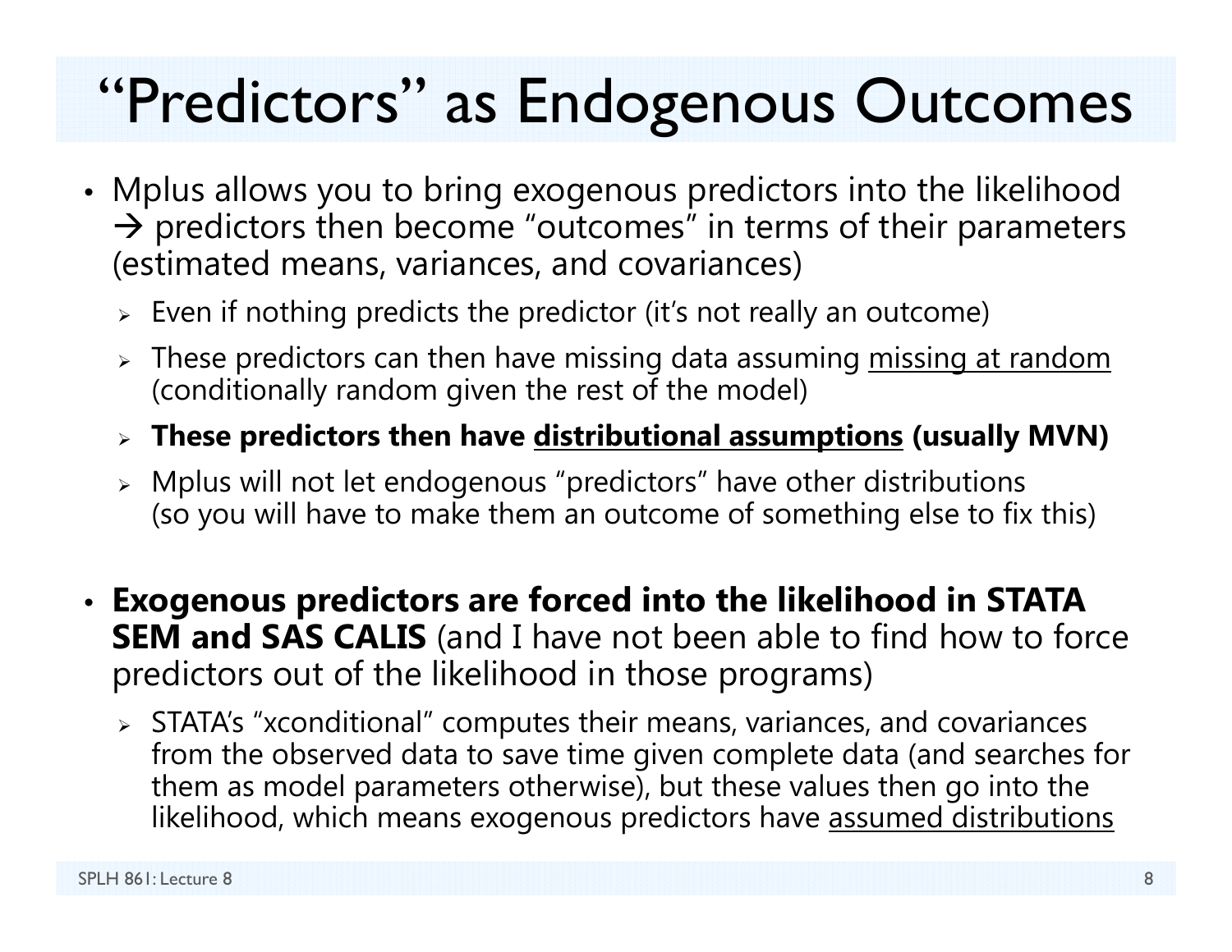# "Predictors" as Endogenous Outcomes

- Mplus allows you to bring exogenous predictors into the likelihood → predictors then become "outcomes" in terms of their parameters (estimated means, variances, and covariances)
  - Even if nothing predicts the predictor (it's not really an outcome)
  - These predictors can then have missing data assuming <u>missing at random</u> (conditionally random given the rest of the model)
  - **These predictors then have <u>distributional assumptions</u> (usually MVN)**
  - Mplus will not let endogenous "predictors" have other distributions (so you will have to make them an outcome of something else to fix this)
- **Exogenous predictors are forced into the likelihood in STATA SEM and SAS CALIS** (and I have not been able to find how to force predictors out of the likelihood in those programs)
  - STATA's "xconditional" computes their means, variances, and covariances from the observed data to save time given complete data (and searches for them as model parameters otherwise), but these values then go into the likelihood, which means exogenous predictors have <u>assumed distributions</u>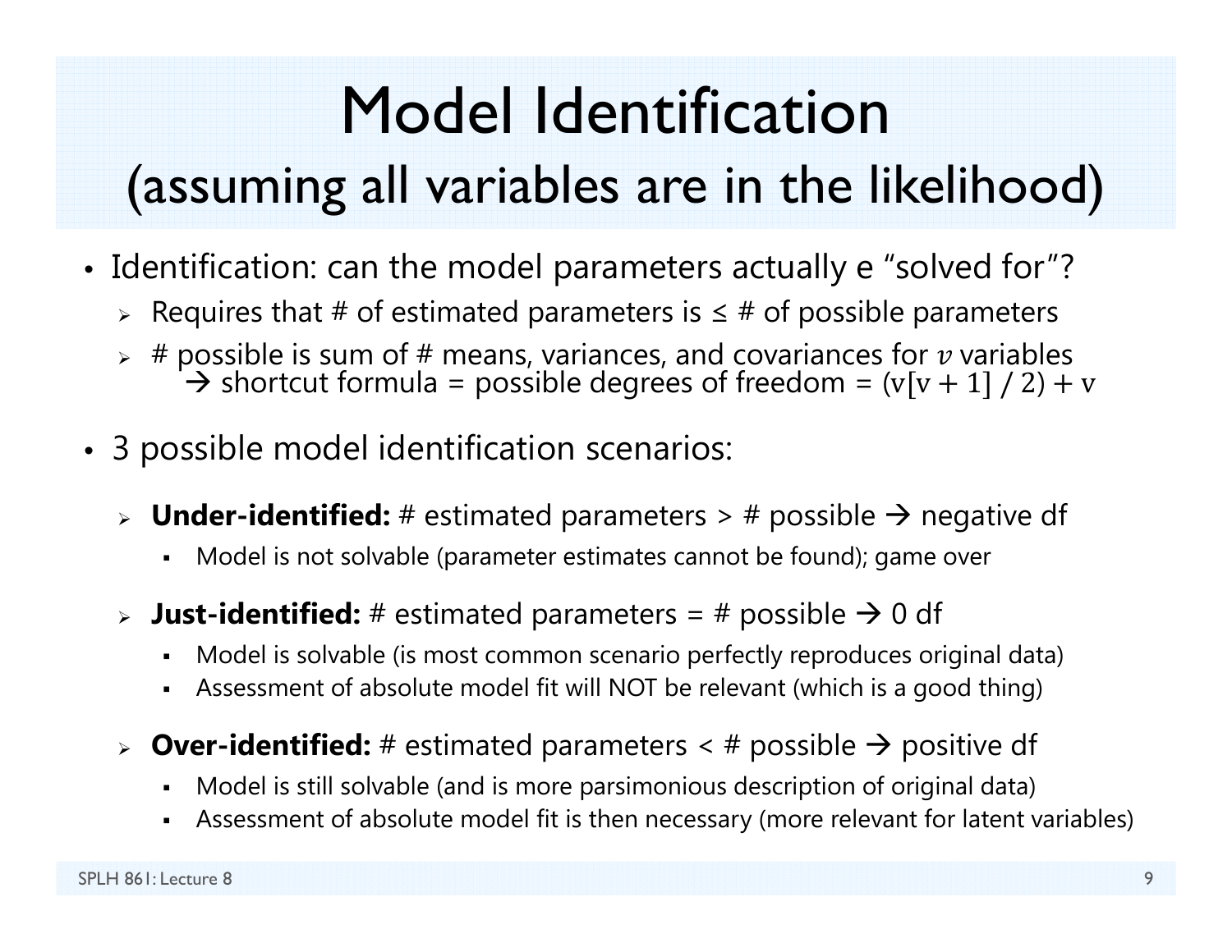# Model Identification (assuming all variables are in the likelihood)

- Identification: can the model parameters actually e “solved for”?
  - Requires that # of estimated parameters is ≤ # of possible parameters
  - # possible is sum of # means, variances, and covariances for $v$ variables → shortcut formula = possible degrees of freedom = $(\mathrm{v}[\mathrm{v}+1] / 2) + \mathrm{v}$

- 3 possible model identification scenarios:
  - **Under-identified:** # estimated parameters > # possible → negative df
    - Model is not solvable (parameter estimates cannot be found); game over
  - **Just-identified:** # estimated parameters = # possible → 0 df
    - Model is solvable (is most common scenario perfectly reproduces original data)
    - Assessment of absolute model fit will NOT be relevant (which is a good thing)
  - **Over-identified:** # estimated parameters < # possible → positive df
    - Model is still solvable (and is more parsimonious description of original data)
    - Assessment of absolute model fit is then necessary (more relevant for latent variables)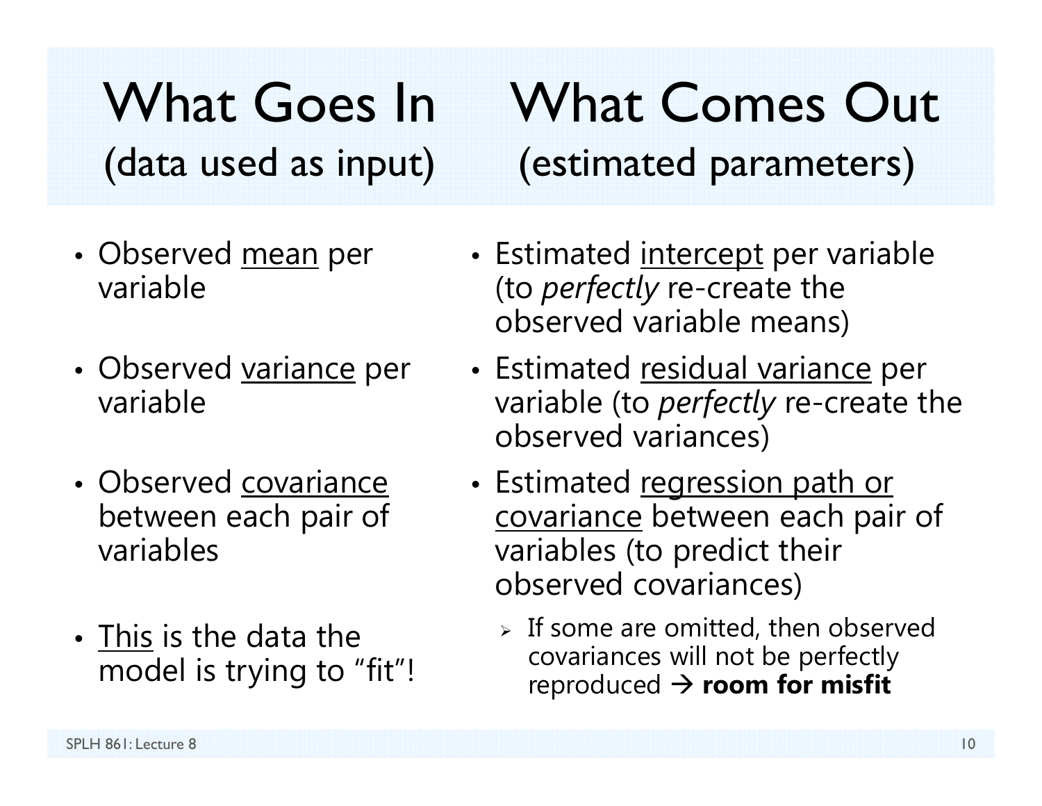# What Goes In (data used as input) / What Comes Out (estimated parameters)

## What Goes In (data used as input)

- Observed <u>mean</u> per variable
- Observed <u>variance</u> per variable
- Observed <u>covariance</u> between each pair of variables
- <u>This</u> is the data the model is trying to "fit"!

## What Comes Out (estimated parameters)

- Estimated <u>intercept</u> per variable (to *perfectly* re-create the observed variable means)
- Estimated <u>residual variance</u> per variable (to *perfectly* re-create the observed variances)
- Estimated <u>regression path or covariance</u> between each pair of variables (to predict their observed covariances)
  - If some are omitted, then observed covariances will not be perfectly reproduced → **room for misfit**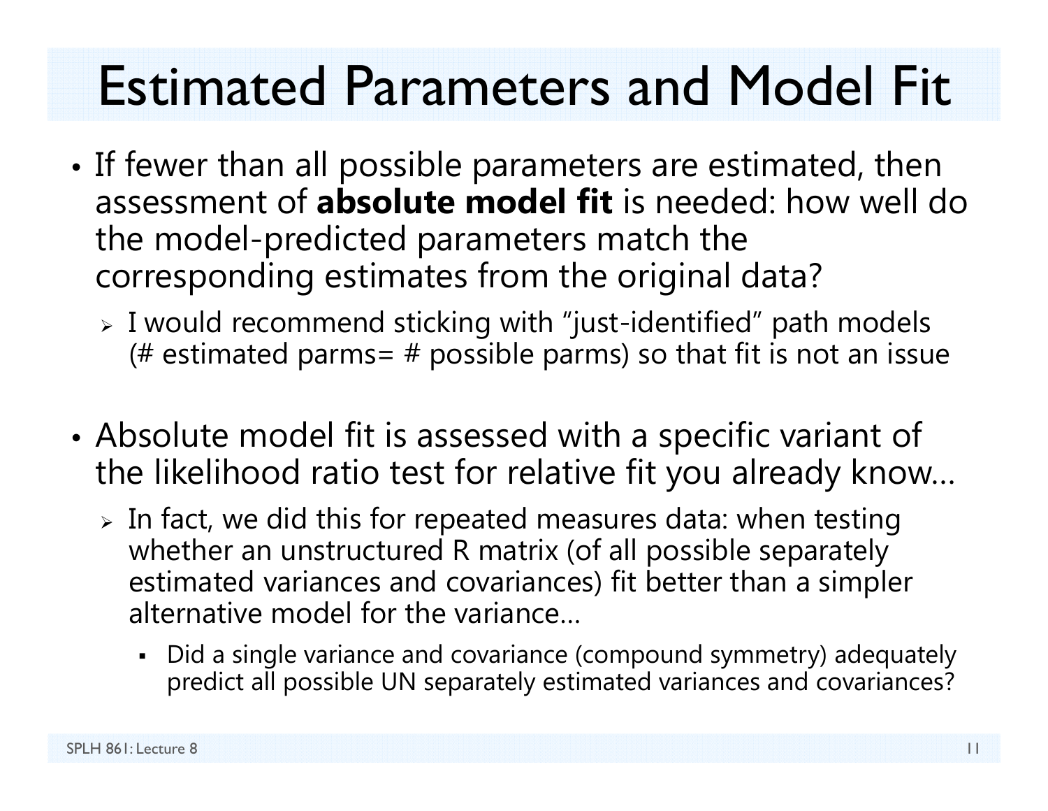# Estimated Parameters and Model Fit

- If fewer than all possible parameters are estimated, then assessment of **absolute model fit** is needed: how well do the model-predicted parameters match the corresponding estimates from the original data?
  - I would recommend sticking with "just-identified" path models (# estimated parms= # possible parms) so that fit is not an issue

- Absolute model fit is assessed with a specific variant of the likelihood ratio test for relative fit you already know…
  - In fact, we did this for repeated measures data: when testing whether an unstructured R matrix (of all possible separately estimated variances and covariances) fit better than a simpler alternative model for the variance…
    - Did a single variance and covariance (compound symmetry) adequately predict all possible UN separately estimated variances and covariances?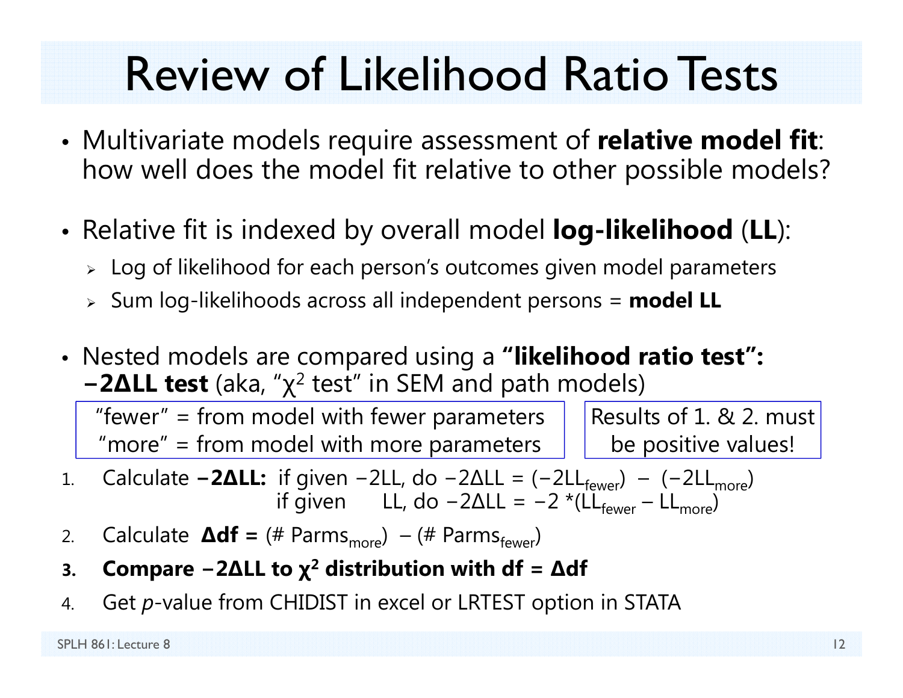# Review of Likelihood Ratio Tests

- Multivariate models require assessment of **relative model fit**: how well does the model fit relative to other possible models?
- Relative fit is indexed by overall model **log-likelihood** (**LL**):
  - Log of likelihood for each person's outcomes given model parameters
  - Sum log-likelihoods across all independent persons = **model LL**
- Nested models are compared using a **"likelihood ratio test": −2ΔLL test** (aka, "$\chi^2$ test" in SEM and path models)

"fewer" = from model with fewer parameters
"more" = from model with more parameters

Results of 1. & 2. must be positive values!

1. Calculate **−2ΔLL:** if given −2LL, do $-2\Delta LL = (-2LL_{fewer}) - (-2LL_{more})$
   if given LL, do $-2\Delta LL = -2 * (LL_{fewer} - LL_{more})$
2. Calculate **Δdf =** $(\#\ Parms_{more}) - (\#\ Parms_{fewer})$
3. **Compare −2ΔLL to $\chi^2$ distribution with df = Δdf**
4. Get *p*-value from CHIDIST in excel or LRTEST option in STATA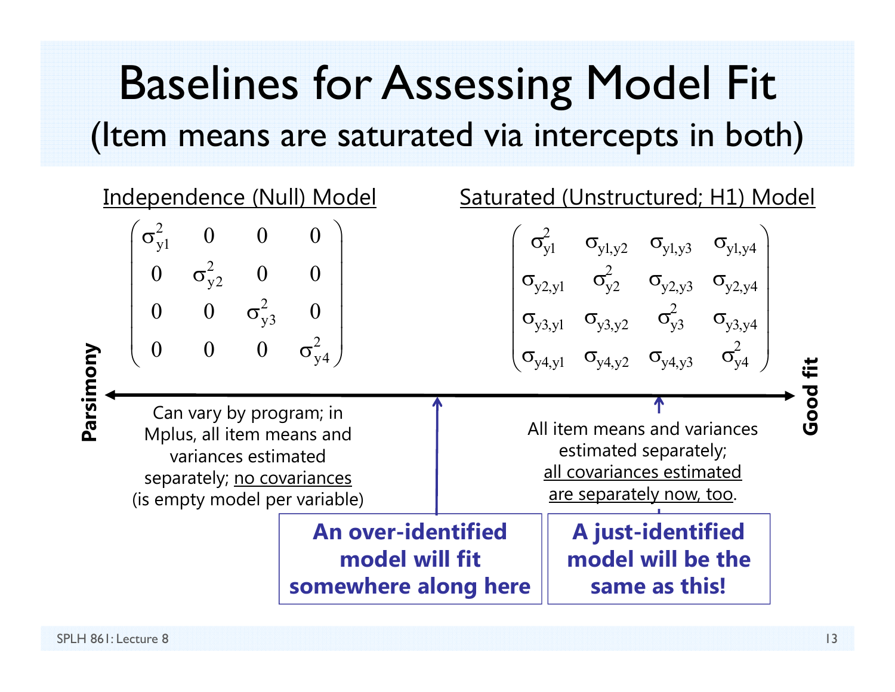# Baselines for Assessing Model Fit

## (Item means are saturated via intercepts in both)

**Independence (Null) Model**

$$\begin{pmatrix} \sigma^2_{y1} & 0 & 0 & 0 \\ 0 & \sigma^2_{y2} & 0 & 0 \\ 0 & 0 & \sigma^2_{y3} & 0 \\ 0 & 0 & 0 & \sigma^2_{y4} \end{pmatrix}$$

**Saturated (Unstructured; H1) Model**

$$\begin{pmatrix} \sigma^2_{y1} & \sigma_{y1,y2} & \sigma_{y1,y3} & \sigma_{y1,y4} \\ \sigma_{y2,y1} & \sigma^2_{y2} & \sigma_{y2,y3} & \sigma_{y2,y4} \\ \sigma_{y3,y1} & \sigma_{y3,y2} & \sigma^2_{y3} & \sigma_{y3,y4} \\ \sigma_{y4,y1} & \sigma_{y4,y2} & \sigma_{y4,y3} & \sigma^2_{y4} \end{pmatrix}$$

**Parsimony** ⟵⟶ **Good fit**

Can vary by program; in Mplus, all item means and variances estimated separately; no covariances (is empty model per variable)

All item means and variances estimated separately; all covariances estimated are separately now, too.

**An over-identified model will fit somewhere along here**

**A just-identified model will be the same as this!**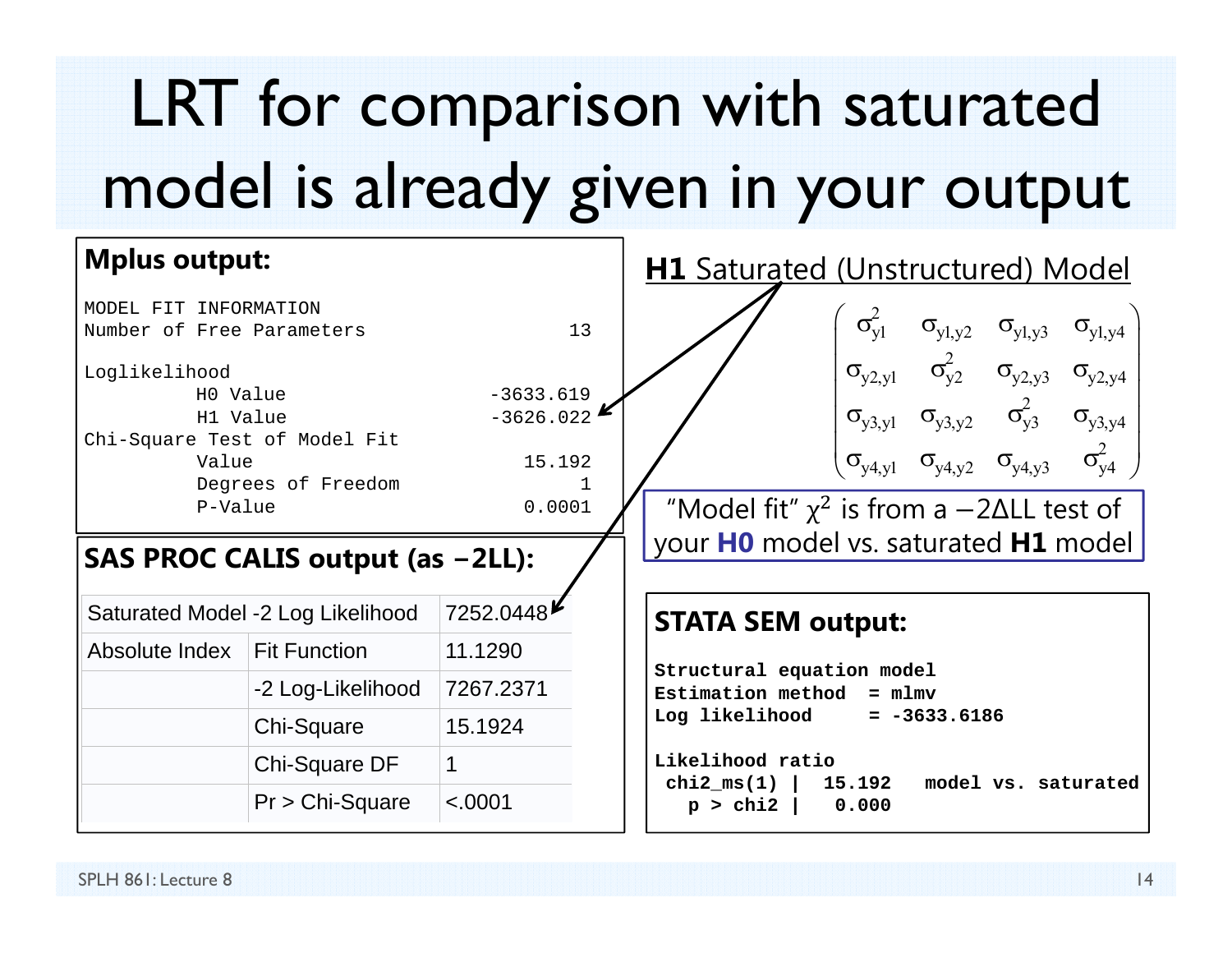# LRT for comparison with saturated model is already given in your output

**Mplus output:**

```
MODEL FIT INFORMATION
Number of Free Parameters                    13

Loglikelihood
          H0 Value                    -3633.619
          H1 Value                    -3626.022
Chi-Square Test of Model Fit
          Value                          15.192
          Degrees of Freedom                  1
          P-Value                        0.0001
```

**SAS PROC CALIS output (as −2LL):**

| | | |
|---|---|---|
| Saturated Model -2 Log Likelihood | | 7252.0448 |
| Absolute Index | Fit Function | 11.1290 |
| | -2 Log-Likelihood | 7267.2371 |
| | Chi-Square | 15.1924 |
| | Chi-Square DF | 1 |
| | Pr > Chi-Square | <.0001 |

**H1** Saturated (Unstructured) Model

$$
\begin{pmatrix}
\sigma^2_{y1} & \sigma_{y1,y2} & \sigma_{y1,y3} & \sigma_{y1,y4} \\
\sigma_{y2,y1} & \sigma^2_{y2} & \sigma_{y2,y3} & \sigma_{y2,y4} \\
\sigma_{y3,y1} & \sigma_{y3,y2} & \sigma^2_{y3} & \sigma_{y3,y4} \\
\sigma_{y4,y1} & \sigma_{y4,y2} & \sigma_{y4,y3} & \sigma^2_{y4}
\end{pmatrix}
$$

"Model fit" $\chi^2$ is from a $-2\Delta LL$ test of your **H0** model vs. saturated **H1** model

**STATA SEM output:**

```
Structural equation model
Estimation method  = mlmv
Log likelihood     = -3633.6186

Likelihood ratio
 chi2_ms(1) |  15.192   model vs. saturated
   p > chi2 |   0.000
```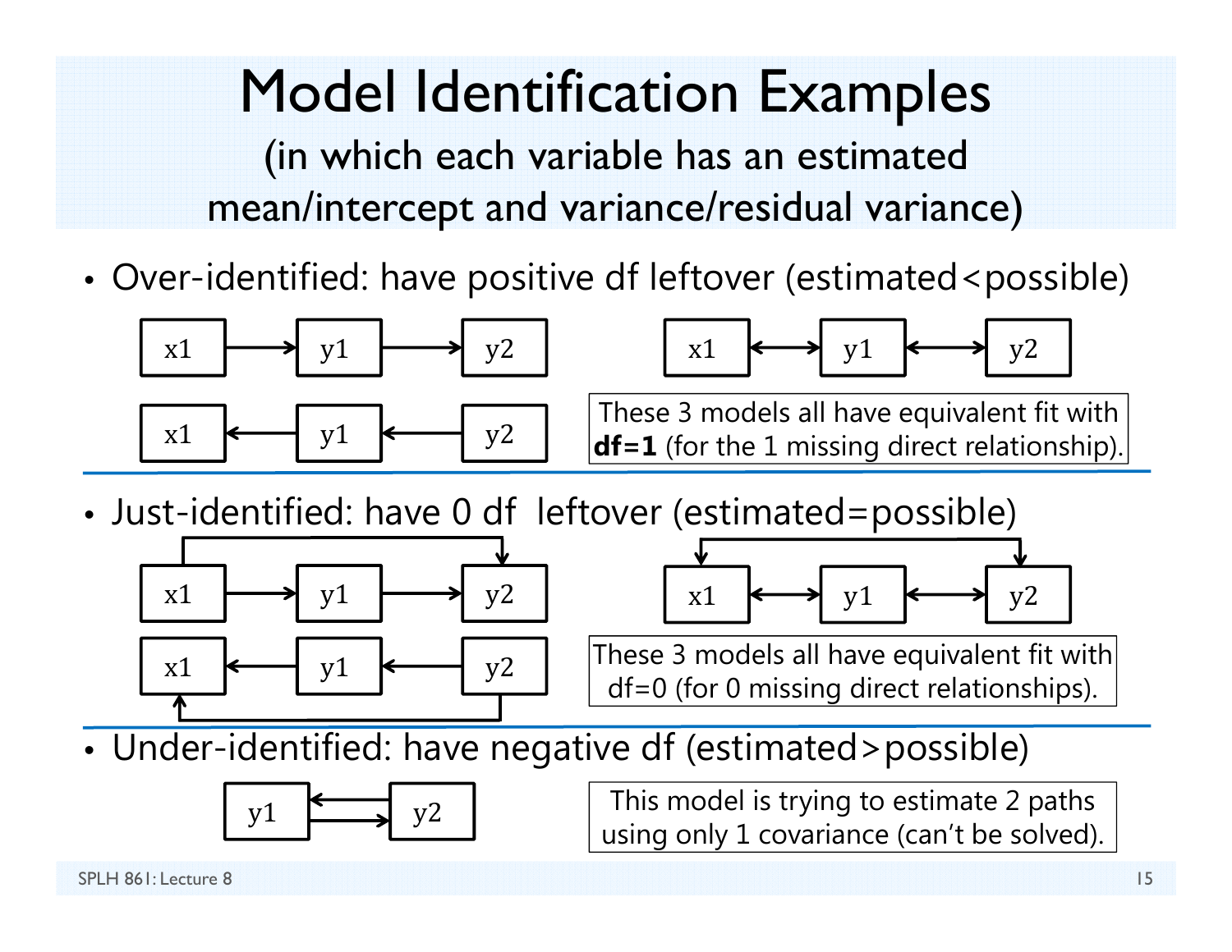# Model Identification Examples

(in which each variable has an estimated mean/intercept and variance/residual variance)

- Over-identified: have positive df leftover (estimated<possible)

x1 → y1 → y2

x1 ← y1 ← y2

x1 ↔ y1 ↔ y2

These 3 models all have equivalent fit with **df=1** (for the 1 missing direct relationship).

- Just-identified: have 0 df leftover (estimated=possible)

x1 → y1 → y2, x1 → y2

x1 ← y1 ← y2, y2 → x1

x1 ↔ y1 ↔ y2, x1 ↔ y2

These 3 models all have equivalent fit with df=0 (for 0 missing direct relationships).

- Under-identified: have negative df (estimated>possible)

y1 ⇄ y2

This model is trying to estimate 2 paths using only 1 covariance (can't be solved).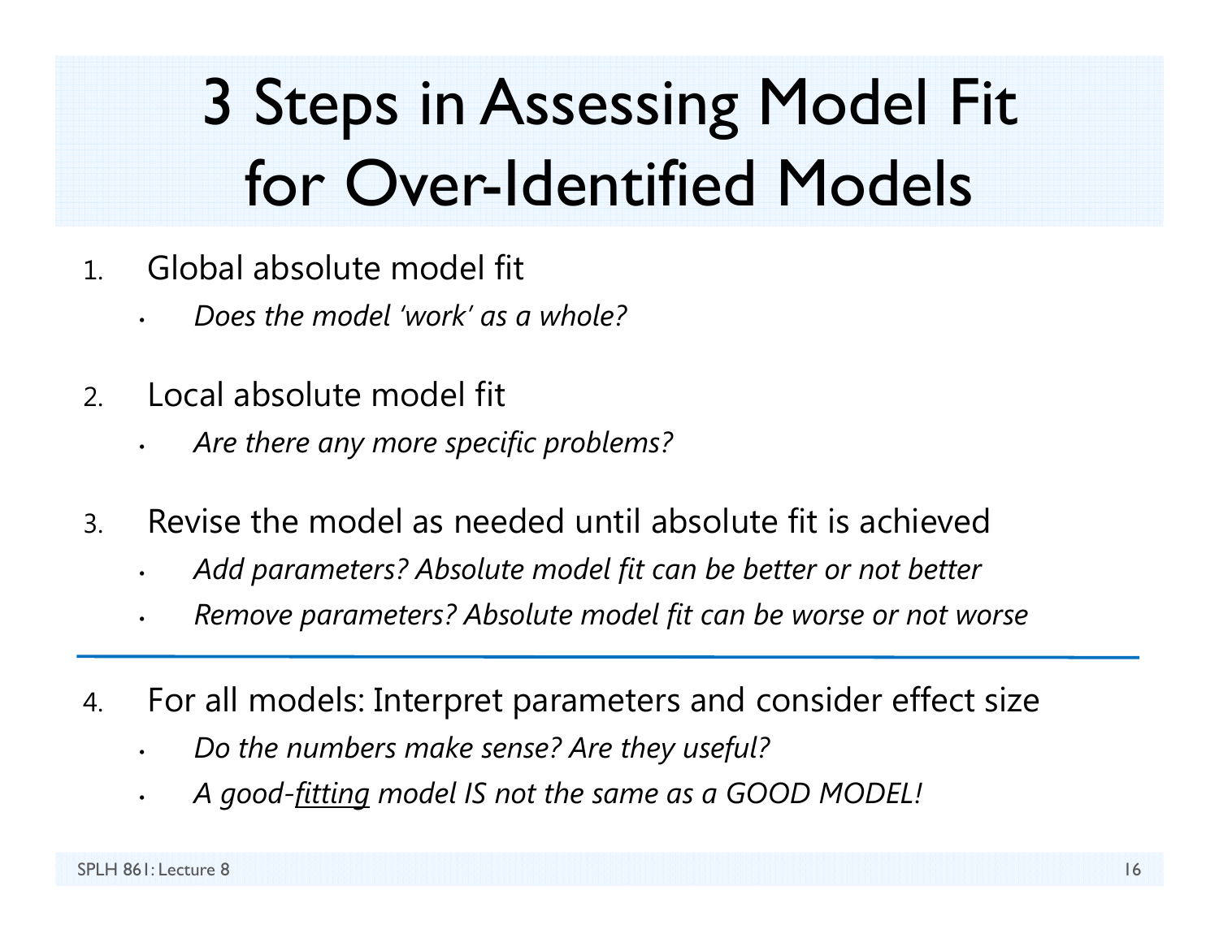# 3 Steps in Assessing Model Fit for Over-Identified Models

1. Global absolute model fit
   - *Does the model 'work' as a whole?*

2. Local absolute model fit
   - *Are there any more specific problems?*

3. Revise the model as needed until absolute fit is achieved
   - *Add parameters? Absolute model fit can be better or not better*
   - *Remove parameters? Absolute model fit can be worse or not worse*

---

4. For all models: Interpret parameters and consider effect size
   - *Do the numbers make sense? Are they useful?*
   - *A good-<u>fitting</u> model IS not the same as a GOOD MODEL!*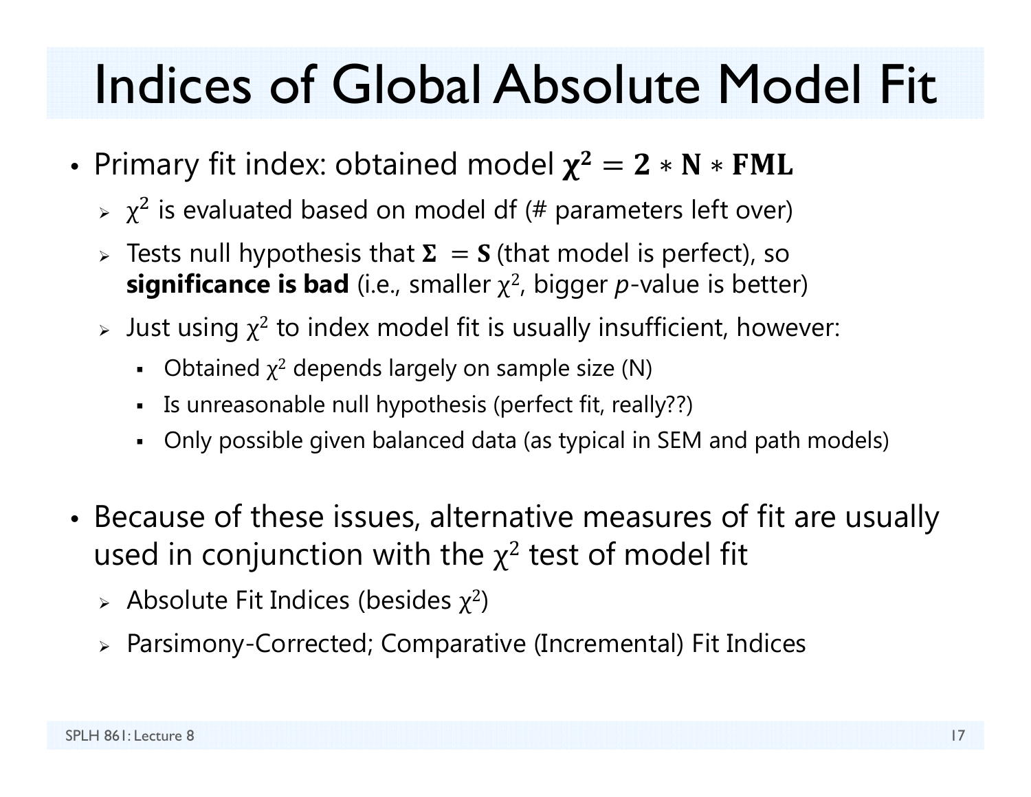# Indices of Global Absolute Model Fit

- Primary fit index: obtained model $\boldsymbol{\chi^2 = 2 * N * FML}$
  - $\chi^2$ is evaluated based on model df (# parameters left over)
  - Tests null hypothesis that $\boldsymbol{\Sigma} = \boldsymbol{S}$ (that model is perfect), so **significance is bad** (i.e., smaller $\chi^2$, bigger *p*-value is better)
  - Just using $\chi^2$ to index model fit is usually insufficient, however:
    - Obtained $\chi^2$ depends largely on sample size (N)
    - Is unreasonable null hypothesis (perfect fit, really??)
    - Only possible given balanced data (as typical in SEM and path models)

- Because of these issues, alternative measures of fit are usually used in conjunction with the $\chi^2$ test of model fit
  - Absolute Fit Indices (besides $\chi^2$)
  - Parsimony-Corrected; Comparative (Incremental) Fit Indices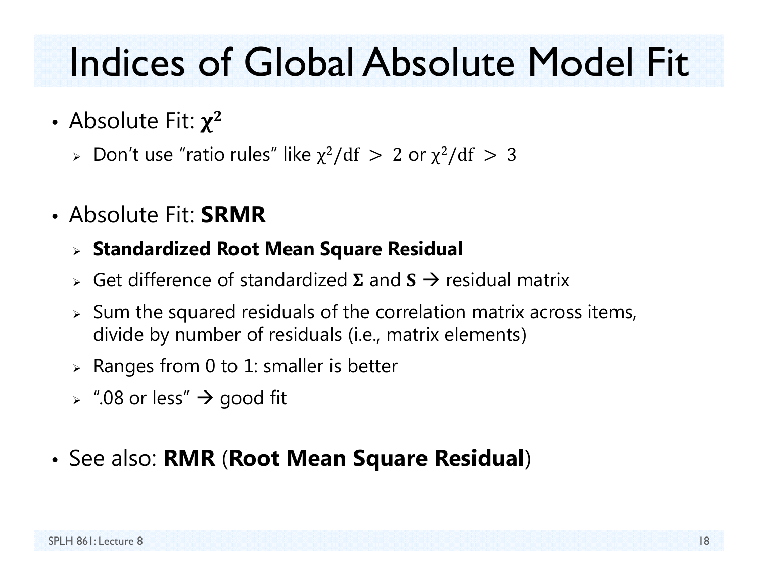# Indices of Global Absolute Model Fit

- Absolute Fit: $\boldsymbol{\chi}^2$
  - Don't use "ratio rules" like $\chi^2/\text{df} > 2$ or $\chi^2/\text{df} > 3$

- Absolute Fit: **SRMR**
  - **Standardized Root Mean Square Residual**
  - Get difference of standardized $\boldsymbol{\Sigma}$ and $\boldsymbol{S}$ → residual matrix
  - Sum the squared residuals of the correlation matrix across items, divide by number of residuals (i.e., matrix elements)
  - Ranges from 0 to 1: smaller is better
  - ".08 or less" → good fit

- See also: **RMR** (**Root Mean Square Residual**)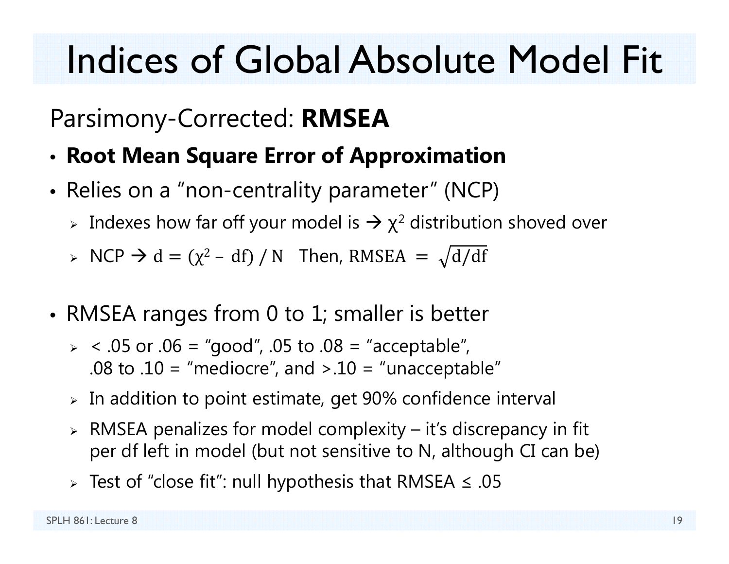# Indices of Global Absolute Model Fit

## Parsimony-Corrected: **RMSEA**

- **Root Mean Square Error of Approximation**
- Relies on a "non-centrality parameter" (NCP)
  - Indexes how far off your model is → $\chi^2$ distribution shoved over
  - NCP → $d = (\chi^2 - df) / N$ Then, $RMSEA = \sqrt{d/df}$
- RMSEA ranges from 0 to 1; smaller is better
  - < .05 or .06 = "good", .05 to .08 = "acceptable", .08 to .10 = "mediocre", and >.10 = "unacceptable"
  - In addition to point estimate, get 90% confidence interval
  - RMSEA penalizes for model complexity – it's discrepancy in fit per df left in model (but not sensitive to N, although CI can be)
  - Test of "close fit": null hypothesis that RMSEA ≤ .05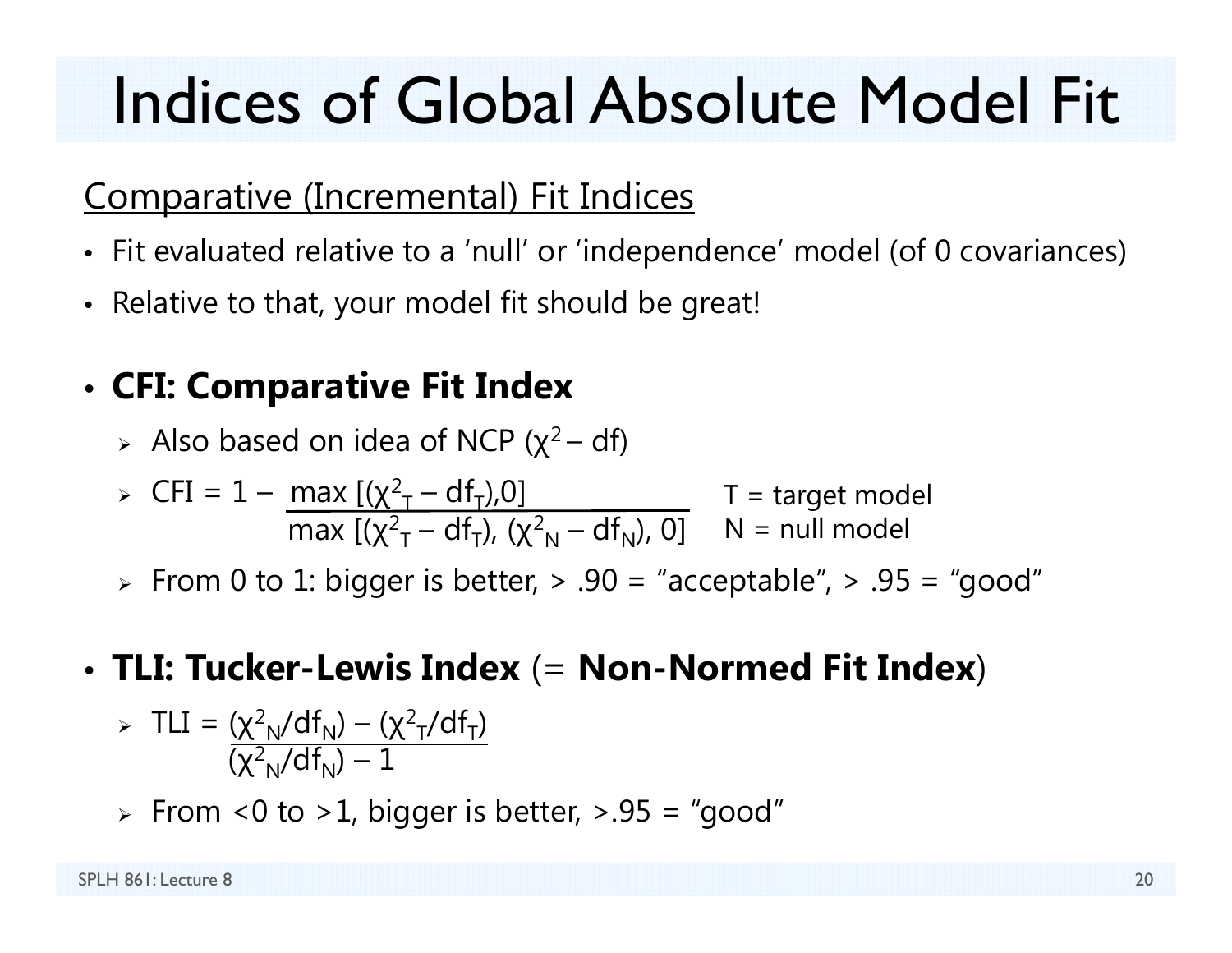# Indices of Global Absolute Model Fit

## Comparative (Incremental) Fit Indices

- Fit evaluated relative to a 'null' or 'independence' model (of 0 covariances)
- Relative to that, your model fit should be great!

- **CFI: Comparative Fit Index**
  - Also based on idea of NCP ($\chi^2 - df$)
  - $$CFI = 1 - \frac{\max[(\chi^2_T - df_T), 0]}{\max[(\chi^2_T - df_T), (\chi^2_N - df_N), 0]}$$ T = target model, N = null model
  - From 0 to 1: bigger is better, > .90 = "acceptable", > .95 = "good"

- **TLI: Tucker-Lewis Index** (= **Non-Normed Fit Index**)
  - $$TLI = \frac{(\chi^2_N / df_N) - (\chi^2_T / df_T)}{(\chi^2_N / df_N) - 1}$$
  - From <0 to >1, bigger is better, >.95 = "good"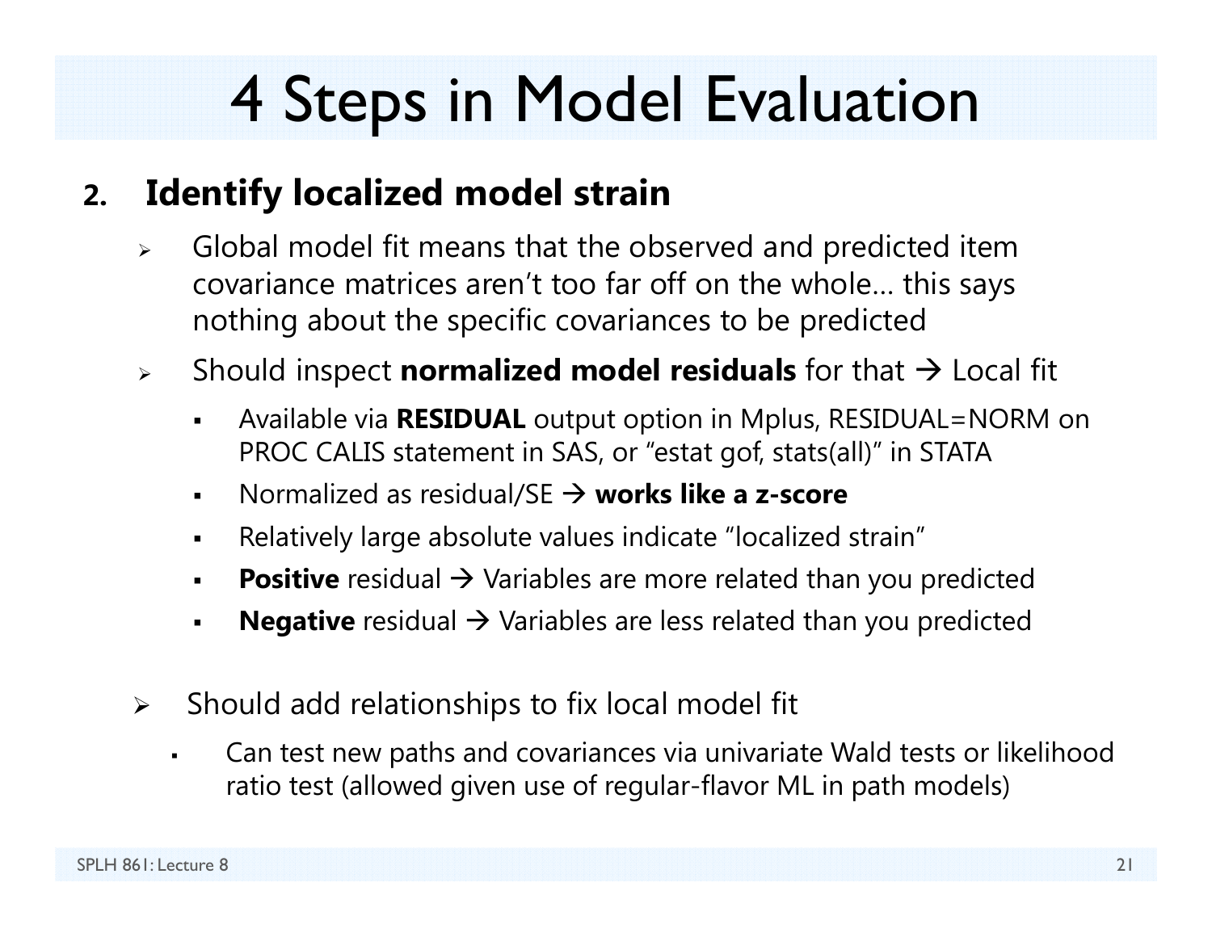# 4 Steps in Model Evaluation

2. **Identify localized model strain**

   - Global model fit means that the observed and predicted item covariance matrices aren't too far off on the whole… this says nothing about the specific covariances to be predicted
   - Should inspect **normalized model residuals** for that → Local fit
     - Available via **RESIDUAL** output option in Mplus, RESIDUAL=NORM on PROC CALIS statement in SAS, or "estat gof, stats(all)" in STATA
     - Normalized as residual/SE → **works like a z-score**
     - Relatively large absolute values indicate "localized strain"
     - **Positive** residual → Variables are more related than you predicted
     - **Negative** residual → Variables are less related than you predicted

   - Should add relationships to fix local model fit
     - Can test new paths and covariances via univariate Wald tests or likelihood ratio test (allowed given use of regular-flavor ML in path models)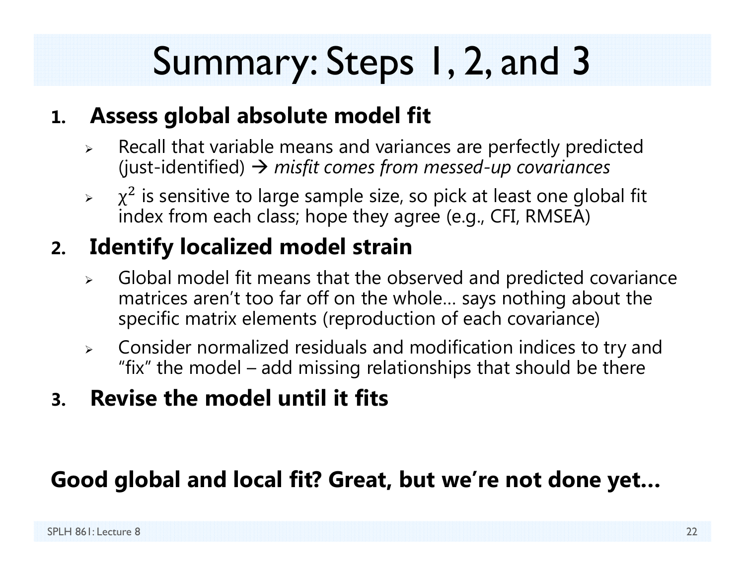# Summary: Steps 1, 2, and 3

1. **Assess global absolute model fit**
   - Recall that variable means and variances are perfectly predicted (just-identified) → *misfit comes from messed-up covariances*
   - $\chi^2$ is sensitive to large sample size, so pick at least one global fit index from each class; hope they agree (e.g., CFI, RMSEA)
2. **Identify localized model strain**
   - Global model fit means that the observed and predicted covariance matrices aren't too far off on the whole… says nothing about the specific matrix elements (reproduction of each covariance)
   - Consider normalized residuals and modification indices to try and "fix" the model – add missing relationships that should be there
3. **Revise the model until it fits**

**Good global and local fit? Great, but we're not done yet…**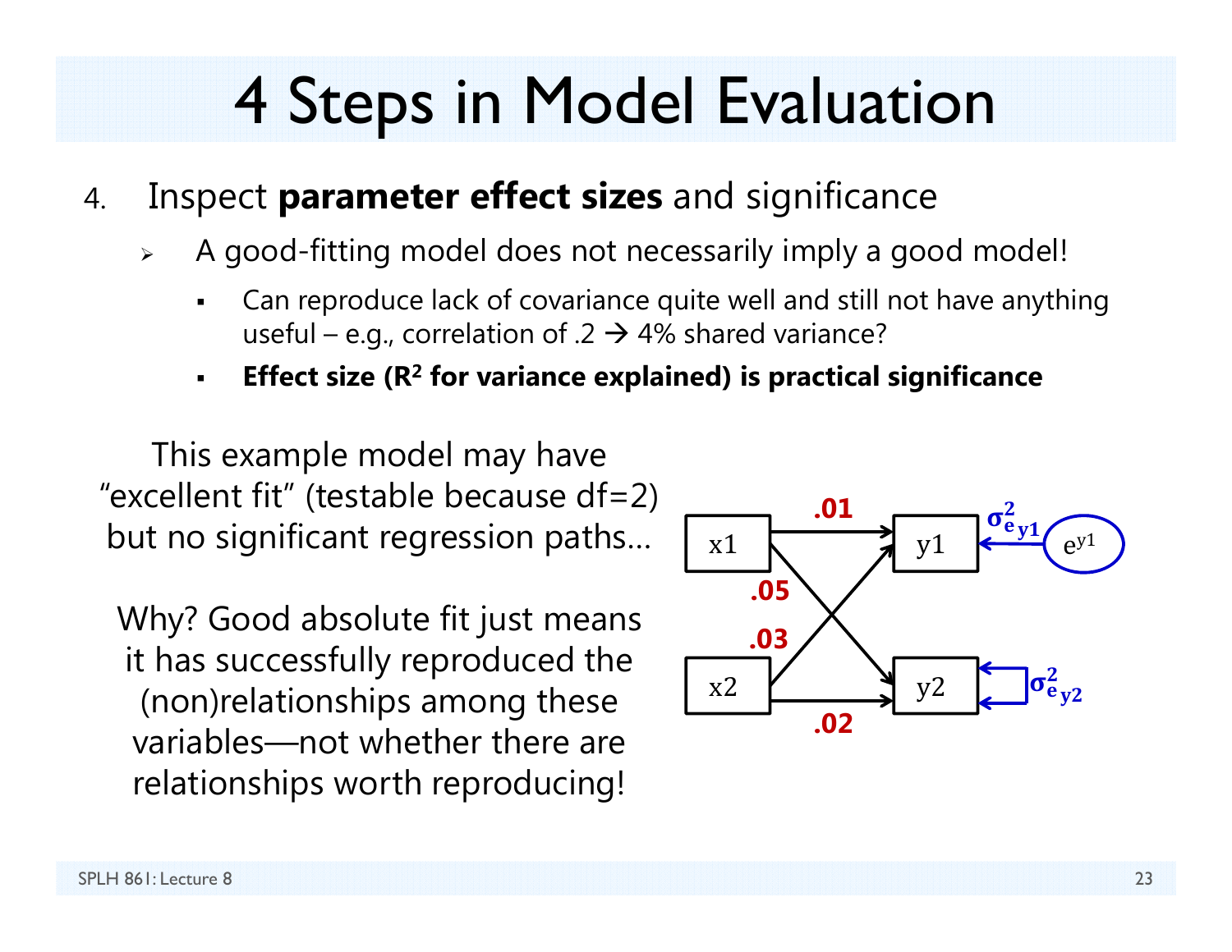# 4 Steps in Model Evaluation

4. Inspect **parameter effect sizes** and significance
   - A good-fitting model does not necessarily imply a good model!
     - Can reproduce lack of covariance quite well and still not have anything useful – e.g., correlation of .2 → 4% shared variance?
     - **Effect size ($R^2$ for variance explained) is practical significance**

This example model may have "excellent fit" (testable because df=2) but no significant regression paths...

Why? Good absolute fit just means it has successfully reproduced the (non)relationships among these variables—not whether there are relationships worth reproducing!

x1 → y1: .01; x1 → y2: .05; x2 → y1: .03; x2 → y2: .02; $\sigma^2_{e_{y1}}$ ($e^{y1}$); $\sigma^2_{e_{y2}}$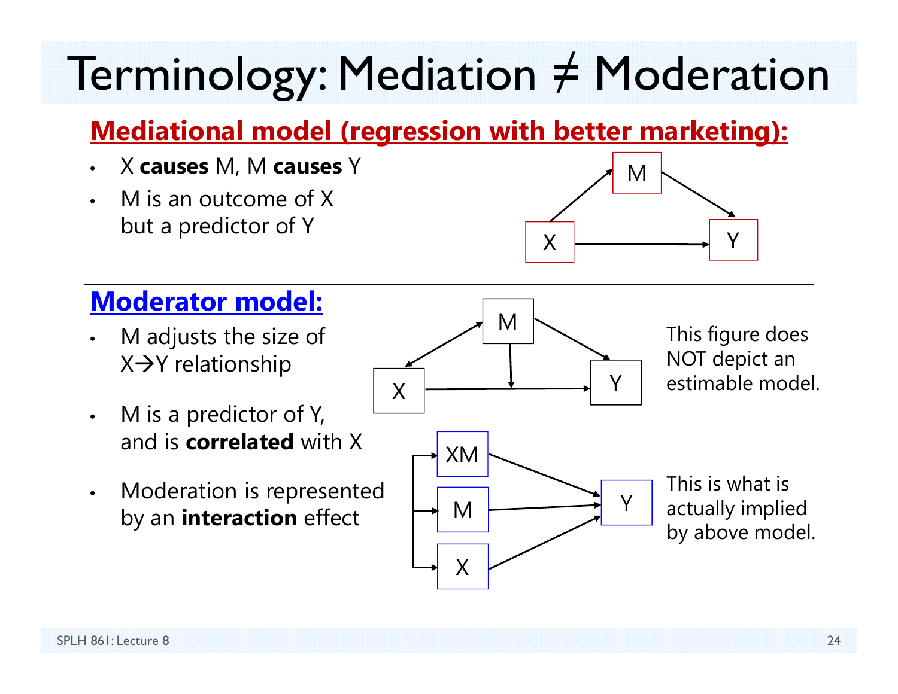# Terminology: Mediation ≠ Moderation

## Mediational model (regression with better marketing):

- X **causes** M, M **causes** Y
- M is an outcome of X but a predictor of Y

## Moderator model:

- M adjusts the size of X→Y relationship
- M is a predictor of Y, and is **correlated** with X
- Moderation is represented by an **interaction** effect

This figure does NOT depict an estimable model.

This is what is actually implied by above model.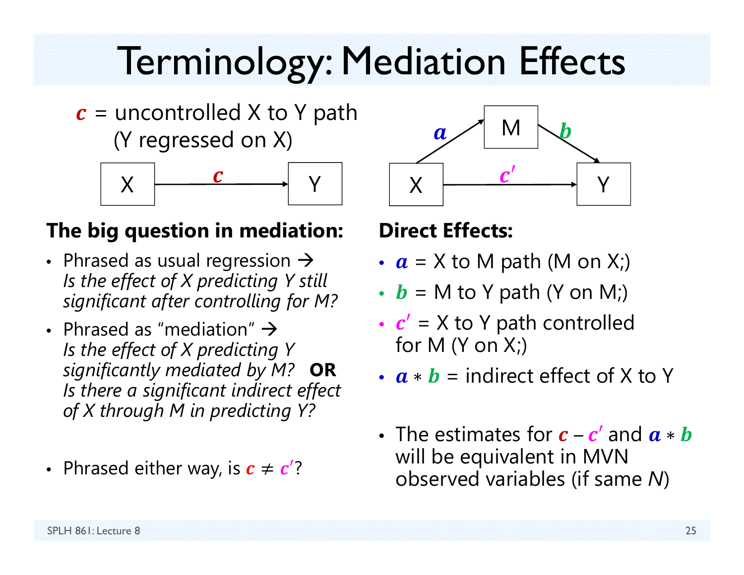# Terminology: Mediation Effects

$c$ = uncontrolled X to Y path (Y regressed on X)

X —$c$→ Y

X —$a$→ M —$b$→ Y; X —$c'$→ Y

**The big question in mediation:**

- Phrased as usual regression → *Is the effect of X predicting Y still significant after controlling for M?*
- Phrased as "mediation" → *Is the effect of X predicting Y significantly mediated by M?* **OR** *Is there a significant indirect effect of X through M in predicting Y?*
- Phrased either way, is $c \neq c'$?

**Direct Effects:**

- $a$ = X to M path (M on X;)
- $b$ = M to Y path (Y on M;)
- $c'$ = X to Y path controlled for M (Y on X;)
- $a * b$ = indirect effect of X to Y

- The estimates for $c - c'$ and $a * b$ will be equivalent in MVN observed variables (if same *N*)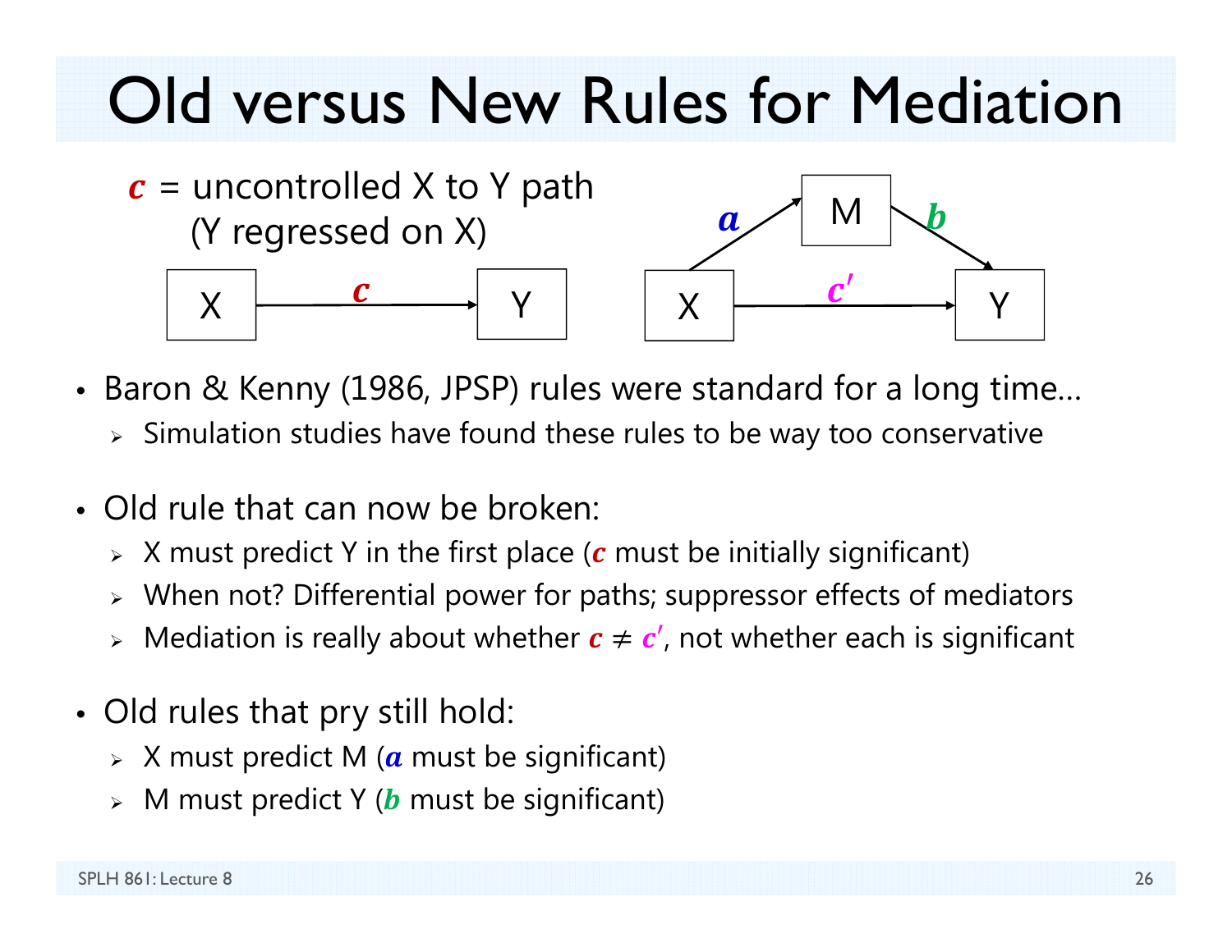# Old versus New Rules for Mediation

$c$ = uncontrolled X to Y path (Y regressed on X)

X —$c$→ Y

X —$a$→ M —$b$→ Y; X —$c'$→ Y

- Baron & Kenny (1986, JPSP) rules were standard for a long time…
  - Simulation studies have found these rules to be way too conservative
- Old rule that can now be broken:
  - X must predict Y in the first place ($c$ must be initially significant)
  - When not? Differential power for paths; suppressor effects of mediators
  - Mediation is really about whether $c \neq c'$, not whether each is significant
- Old rules that pry still hold:
  - X must predict M ($a$ must be significant)
  - M must predict Y ($b$ must be significant)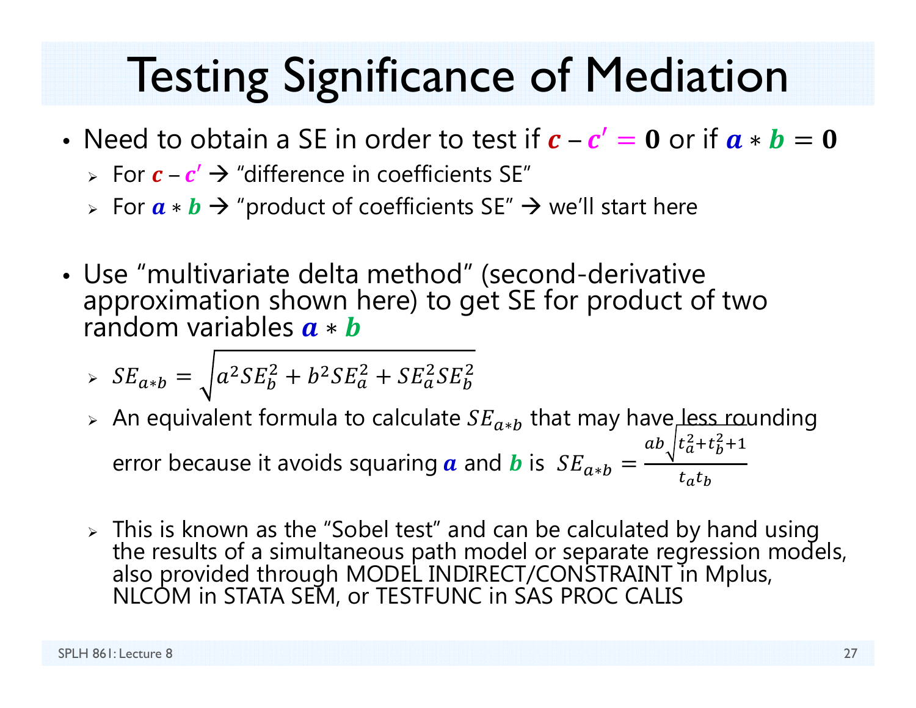# Testing Significance of Mediation

- Need to obtain a SE in order to test if $c - c' = 0$ or if $a * b = 0$
  - For $c - c'$ → "difference in coefficients SE"
  - For $a * b$ → "product of coefficients SE" → we'll start here

- Use "multivariate delta method" (second-derivative approximation shown here) to get SE for product of two random variables $a * b$
  - $SE_{a*b} = \sqrt{a^2 SE_b^2 + b^2 SE_a^2 + SE_a^2 SE_b^2}$
  - An equivalent formula to calculate $SE_{a*b}$ that may have less rounding error because it avoids squaring $a$ and $b$ is $SE_{a*b} = \dfrac{ab\sqrt{t_a^2 + t_b^2 + 1}}{t_a t_b}$
  - This is known as the "Sobel test" and can be calculated by hand using the results of a simultaneous path model or separate regression models, also provided through MODEL INDIRECT/CONSTRAINT in Mplus, NLCOM in STATA SEM, or TESTFUNC in SAS PROC CALIS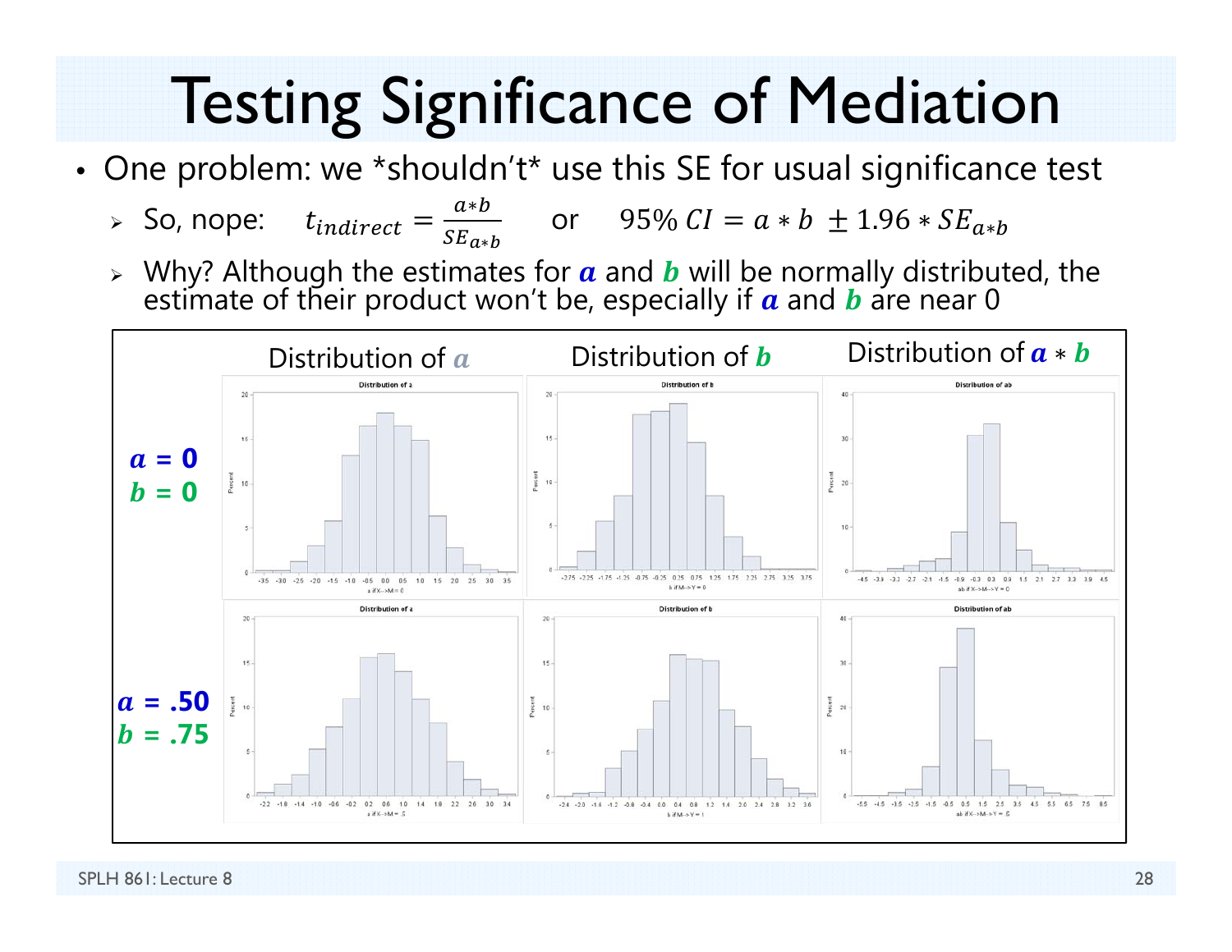# Testing Significance of Mediation

- One problem: we *shouldn't* use this SE for usual significance test
  - So, nope: $t_{indirect} = \frac{a*b}{SE_{a*b}}$ or $95\%\ CI = a*b \pm 1.96 * SE_{a*b}$
  - Why? Although the estimates for $\boldsymbol{a}$ and $\boldsymbol{b}$ will be normally distributed, the estimate of their product won't be, especially if $\boldsymbol{a}$ and $\boldsymbol{b}$ are near 0

| | Distribution of $a$ | Distribution of $b$ | Distribution of $a*b$ |
|---|---|---|---|
| $a$ = 0, $b$ = 0 | | | |
| $a$ = .50, $b$ = .75 | | | |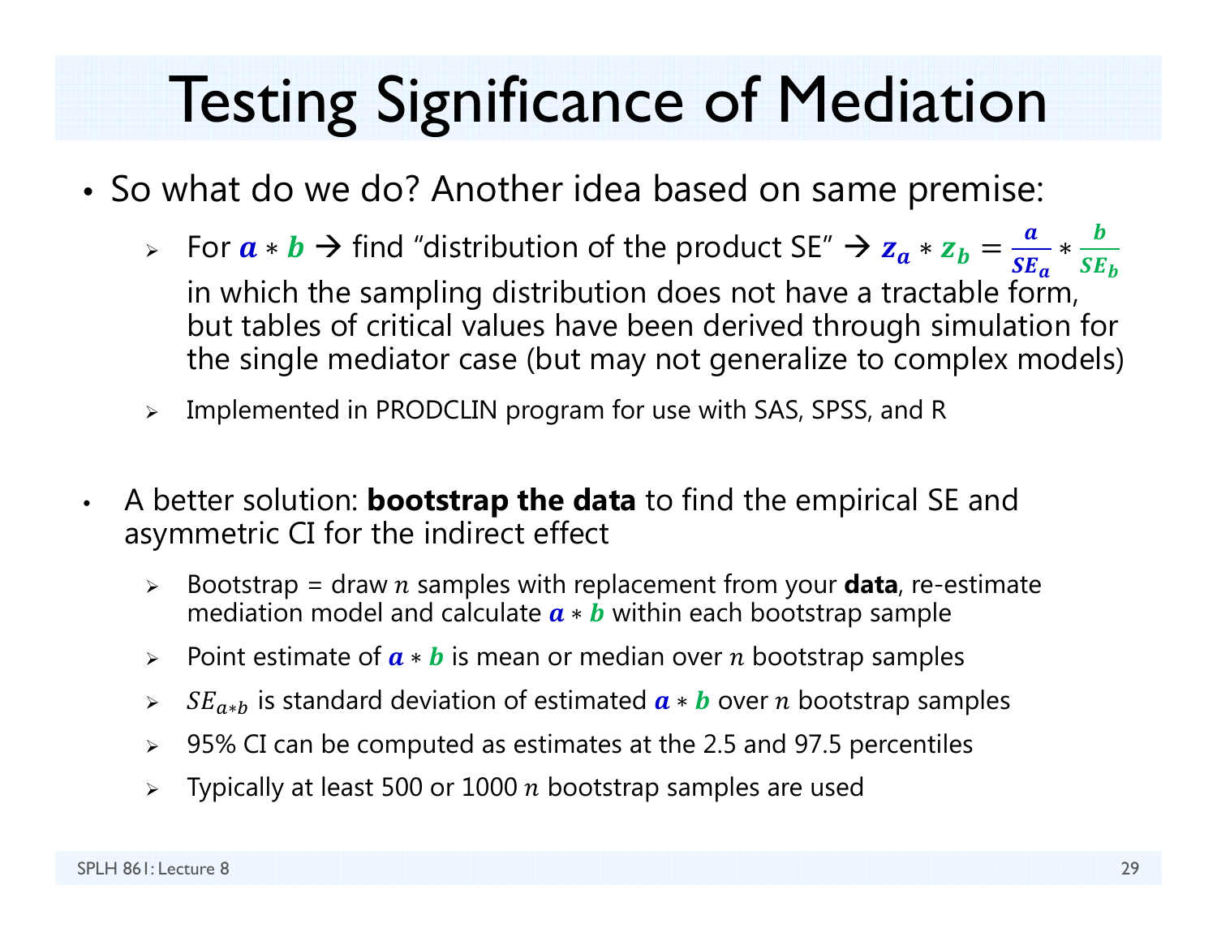# Testing Significance of Mediation

- So what do we do? Another idea based on same premise:
  - For $a * b$ → find "distribution of the product SE" → $z_a * z_b = \frac{a}{SE_a} * \frac{b}{SE_b}$ in which the sampling distribution does not have a tractable form, but tables of critical values have been derived through simulation for the single mediator case (but may not generalize to complex models)
  - Implemented in PRODCLIN program for use with SAS, SPSS, and R

- A better solution: **bootstrap the data** to find the empirical SE and asymmetric CI for the indirect effect
  - Bootstrap = draw $n$ samples with replacement from your **data**, re-estimate mediation model and calculate $a * b$ within each bootstrap sample
  - Point estimate of $a * b$ is mean or median over $n$ bootstrap samples
  - $SE_{a*b}$ is standard deviation of estimated $a * b$ over $n$ bootstrap samples
  - 95% CI can be computed as estimates at the 2.5 and 97.5 percentiles
  - Typically at least 500 or 1000 $n$ bootstrap samples are used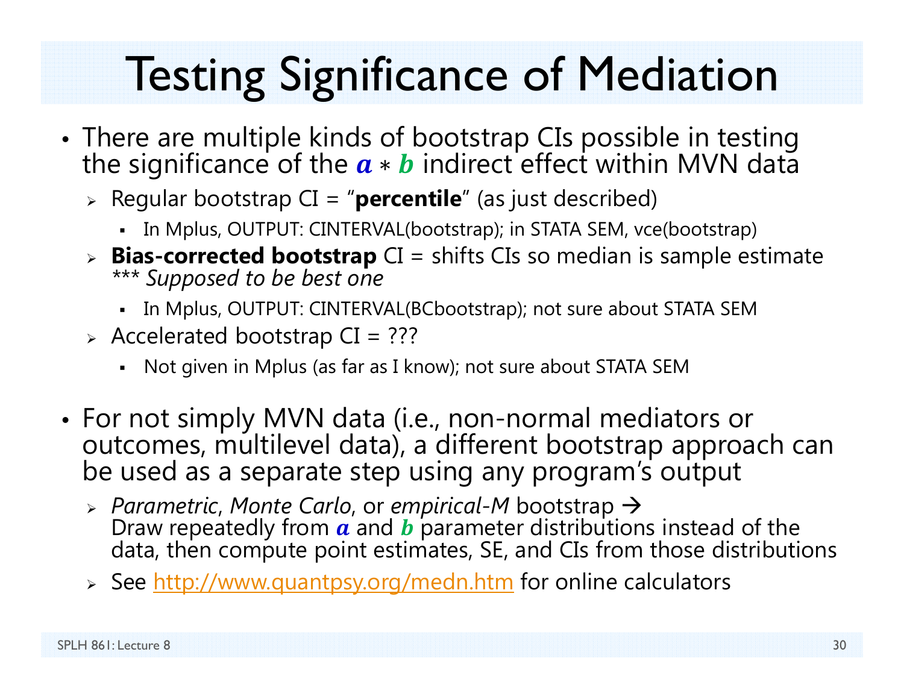# Testing Significance of Mediation

- There are multiple kinds of bootstrap CIs possible in testing the significance of the $\boldsymbol{a} * \boldsymbol{b}$ indirect effect within MVN data
  - Regular bootstrap CI = "**percentile**" (as just described)
    - In Mplus, OUTPUT: CINTERVAL(bootstrap); in STATA SEM, vce(bootstrap)
  - **Bias-corrected bootstrap** CI = shifts CIs so median is sample estimate *\*\*\* Supposed to be best one*
    - In Mplus, OUTPUT: CINTERVAL(BCbootstrap); not sure about STATA SEM
  - Accelerated bootstrap CI = ???
    - Not given in Mplus (as far as I know); not sure about STATA SEM

- For not simply MVN data (i.e., non-normal mediators or outcomes, multilevel data), a different bootstrap approach can be used as a separate step using any program's output
  - *Parametric*, *Monte Carlo*, or *empirical-M* bootstrap → Draw repeatedly from $\boldsymbol{a}$ and $\boldsymbol{b}$ parameter distributions instead of the data, then compute point estimates, SE, and CIs from those distributions
  - See http://www.quantpsy.org/medn.htm for online calculators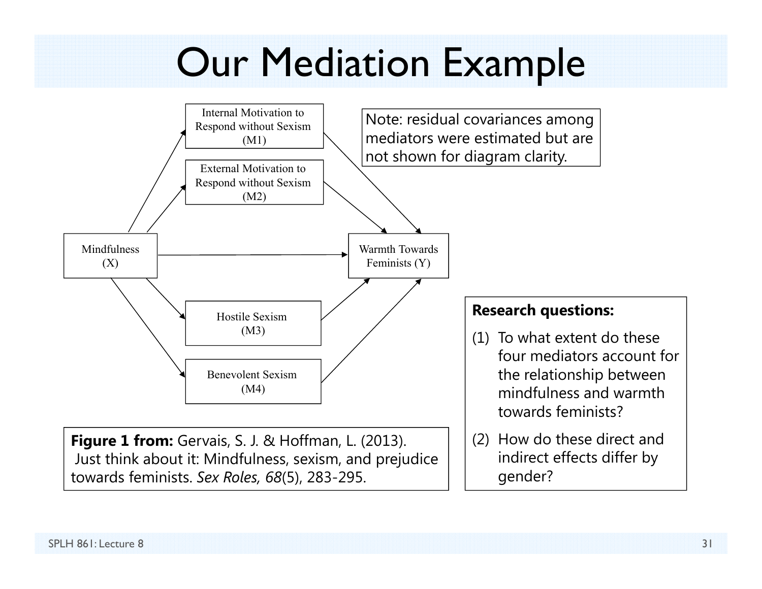# Our Mediation Example

Internal Motivation to Respond without Sexism (M1)

External Motivation to Respond without Sexism (M2)

Mindfulness (X)

Warmth Towards Feminists (Y)

Hostile Sexism (M3)

Benevolent Sexism (M4)

Note: residual covariances among mediators were estimated but are not shown for diagram clarity.

**Figure 1 from:** Gervais, S. J. & Hoffman, L. (2013). Just think about it: Mindfulness, sexism, and prejudice towards feminists. *Sex Roles, 68*(5), 283-295.

**Research questions:**

1. To what extent do these four mediators account for the relationship between mindfulness and warmth towards feminists?
2. How do these direct and indirect effects differ by gender?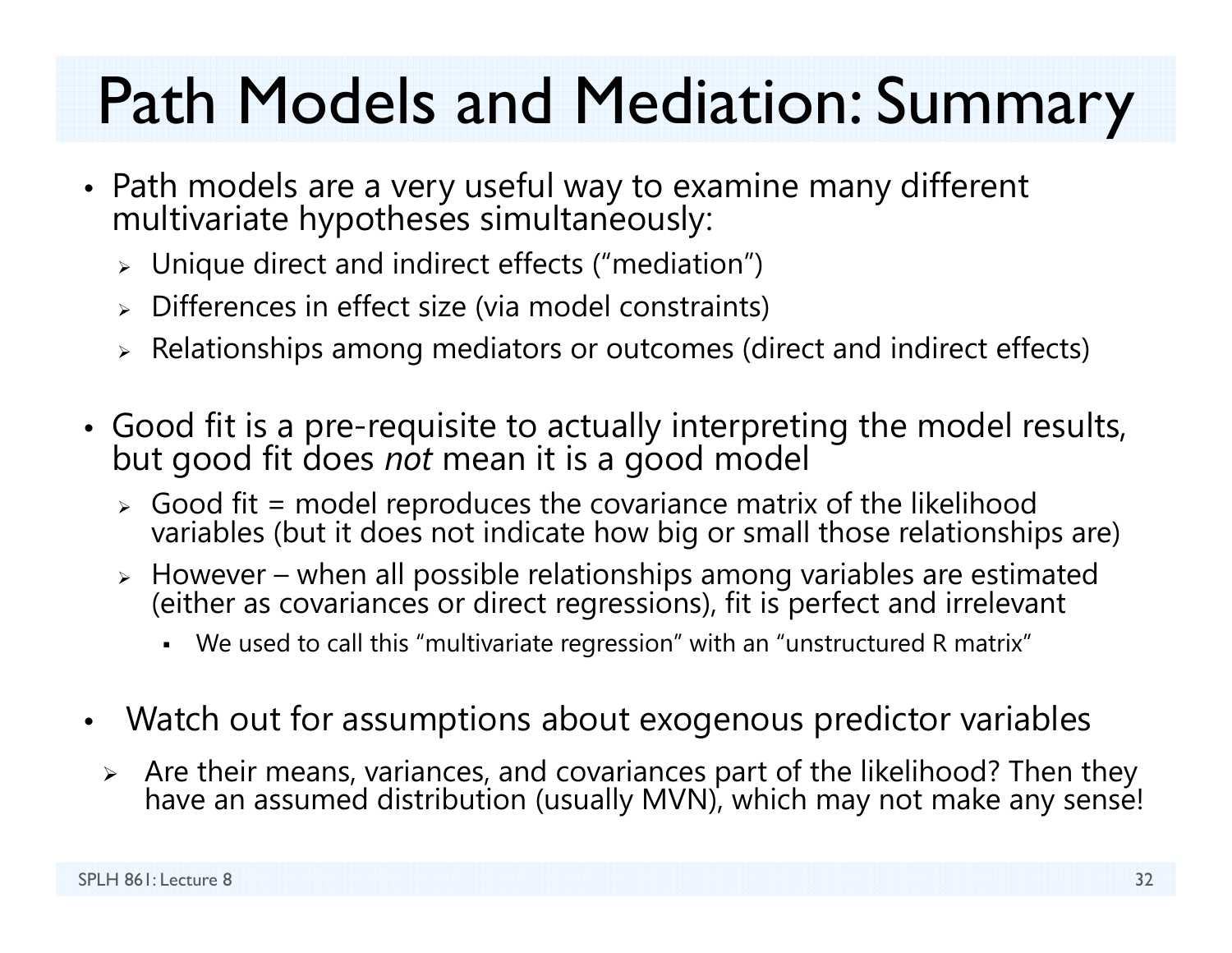# Path Models and Mediation: Summary

- Path models are a very useful way to examine many different multivariate hypotheses simultaneously:
  - Unique direct and indirect effects ("mediation")
  - Differences in effect size (via model constraints)
  - Relationships among mediators or outcomes (direct and indirect effects)

- Good fit is a pre-requisite to actually interpreting the model results, but good fit does *not* mean it is a good model
  - Good fit = model reproduces the covariance matrix of the likelihood variables (but it does not indicate how big or small those relationships are)
  - However – when all possible relationships among variables are estimated (either as covariances or direct regressions), fit is perfect and irrelevant
    - We used to call this "multivariate regression" with an "unstructured R matrix"

- Watch out for assumptions about exogenous predictor variables
  - Are their means, variances, and covariances part of the likelihood? Then they have an assumed distribution (usually MVN), which may not make any sense!